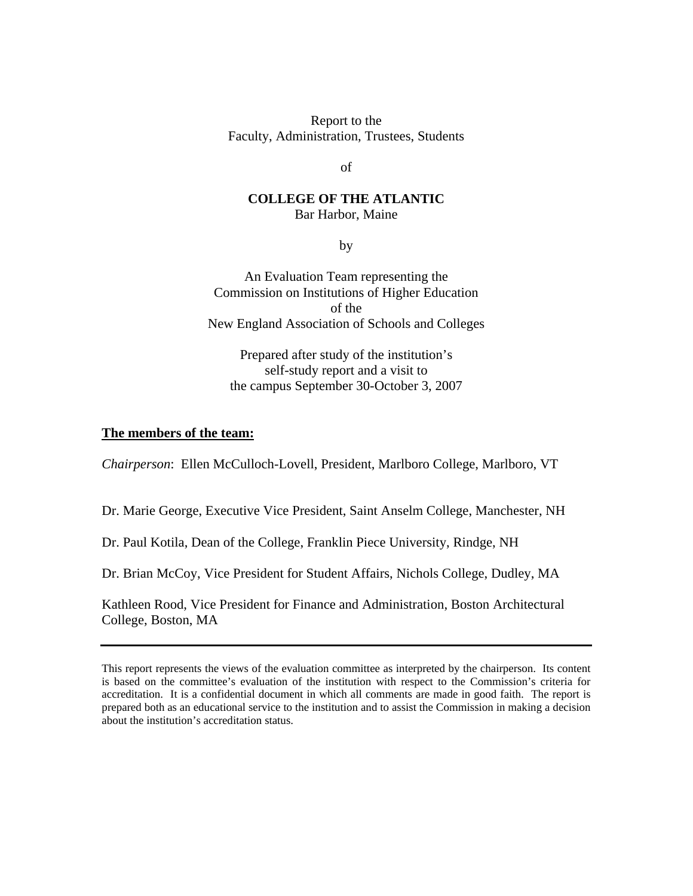Report to the
Faculty, Administration, Trustees, Students

of

**COLLEGE OF THE ATLANTIC**
Bar Harbor, Maine

by

An Evaluation Team representing the
Commission on Institutions of Higher Education
of the
New England Association of Schools and Colleges

Prepared after study of the institution's
self-study report and a visit to
the campus September 30-October 3, 2007

**The members of the team:**

*Chairperson*: Ellen McCulloch-Lovell, President, Marlboro College, Marlboro, VT

Dr. Marie George, Executive Vice President, Saint Anselm College, Manchester, NH

Dr. Paul Kotila, Dean of the College, Franklin Piece University, Rindge, NH

Dr. Brian McCoy, Vice President for Student Affairs, Nichols College, Dudley, MA

Kathleen Rood, Vice President for Finance and Administration, Boston Architectural College, Boston, MA

---

This report represents the views of the evaluation committee as interpreted by the chairperson. Its content is based on the committee's evaluation of the institution with respect to the Commission's criteria for accreditation. It is a confidential document in which all comments are made in good faith. The report is prepared both as an educational service to the institution and to assist the Commission in making a decision about the institution's accreditation status.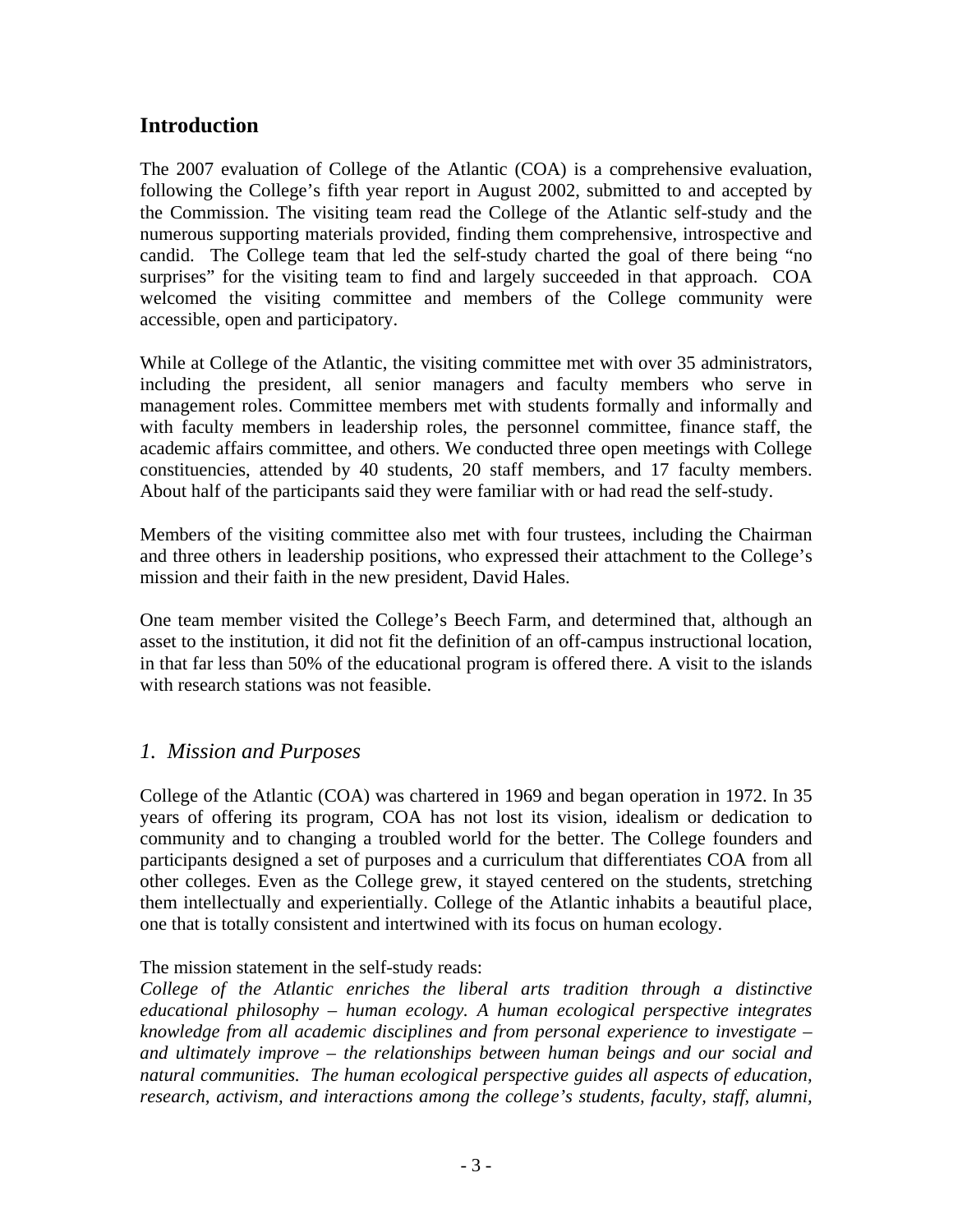## Introduction

The 2007 evaluation of College of the Atlantic (COA) is a comprehensive evaluation, following the College's fifth year report in August 2002, submitted to and accepted by the Commission. The visiting team read the College of the Atlantic self-study and the numerous supporting materials provided, finding them comprehensive, introspective and candid. The College team that led the self-study charted the goal of there being "no surprises" for the visiting team to find and largely succeeded in that approach. COA welcomed the visiting committee and members of the College community were accessible, open and participatory.

While at College of the Atlantic, the visiting committee met with over 35 administrators, including the president, all senior managers and faculty members who serve in management roles. Committee members met with students formally and informally and with faculty members in leadership roles, the personnel committee, finance staff, the academic affairs committee, and others. We conducted three open meetings with College constituencies, attended by 40 students, 20 staff members, and 17 faculty members. About half of the participants said they were familiar with or had read the self-study.

Members of the visiting committee also met with four trustees, including the Chairman and three others in leadership positions, who expressed their attachment to the College's mission and their faith in the new president, David Hales.

One team member visited the College's Beech Farm, and determined that, although an asset to the institution, it did not fit the definition of an off-campus instructional location, in that far less than 50% of the educational program is offered there. A visit to the islands with research stations was not feasible.

## *1. Mission and Purposes*

College of the Atlantic (COA) was chartered in 1969 and began operation in 1972. In 35 years of offering its program, COA has not lost its vision, idealism or dedication to community and to changing a troubled world for the better. The College founders and participants designed a set of purposes and a curriculum that differentiates COA from all other colleges. Even as the College grew, it stayed centered on the students, stretching them intellectually and experientially. College of the Atlantic inhabits a beautiful place, one that is totally consistent and intertwined with its focus on human ecology.

The mission statement in the self-study reads:
*College of the Atlantic enriches the liberal arts tradition through a distinctive educational philosophy – human ecology. A human ecological perspective integrates knowledge from all academic disciplines and from personal experience to investigate – and ultimately improve – the relationships between human beings and our social and natural communities. The human ecological perspective guides all aspects of education, research, activism, and interactions among the college's students, faculty, staff, alumni,*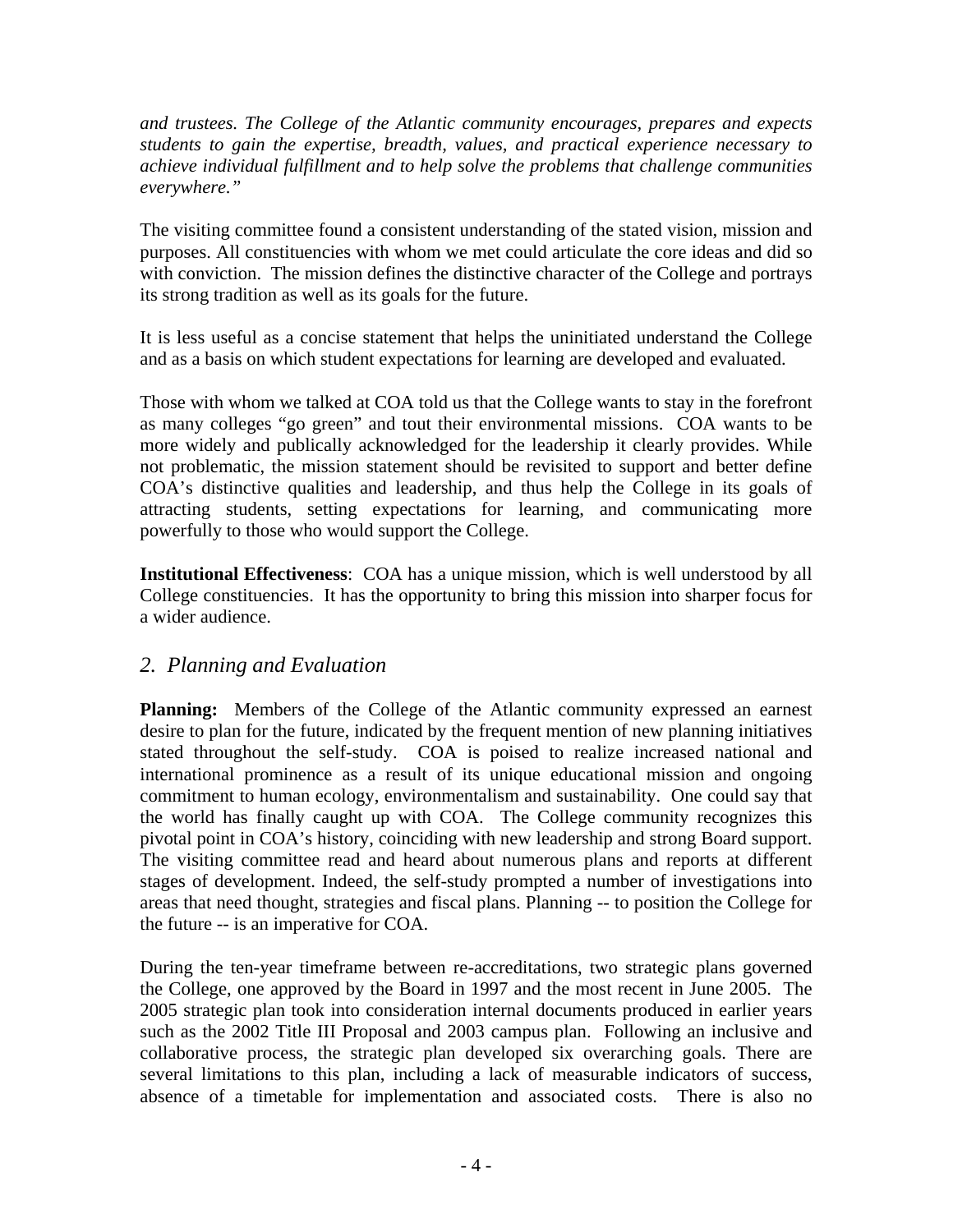*and trustees. The College of the Atlantic community encourages, prepares and expects students to gain the expertise, breadth, values, and practical experience necessary to achieve individual fulfillment and to help solve the problems that challenge communities everywhere."*

The visiting committee found a consistent understanding of the stated vision, mission and purposes. All constituencies with whom we met could articulate the core ideas and did so with conviction. The mission defines the distinctive character of the College and portrays its strong tradition as well as its goals for the future.

It is less useful as a concise statement that helps the uninitiated understand the College and as a basis on which student expectations for learning are developed and evaluated.

Those with whom we talked at COA told us that the College wants to stay in the forefront as many colleges "go green" and tout their environmental missions. COA wants to be more widely and publically acknowledged for the leadership it clearly provides. While not problematic, the mission statement should be revisited to support and better define COA's distinctive qualities and leadership, and thus help the College in its goals of attracting students, setting expectations for learning, and communicating more powerfully to those who would support the College.

**Institutional Effectiveness**: COA has a unique mission, which is well understood by all College constituencies. It has the opportunity to bring this mission into sharper focus for a wider audience.

## *2. Planning and Evaluation*

**Planning:** Members of the College of the Atlantic community expressed an earnest desire to plan for the future, indicated by the frequent mention of new planning initiatives stated throughout the self-study. COA is poised to realize increased national and international prominence as a result of its unique educational mission and ongoing commitment to human ecology, environmentalism and sustainability. One could say that the world has finally caught up with COA. The College community recognizes this pivotal point in COA's history, coinciding with new leadership and strong Board support. The visiting committee read and heard about numerous plans and reports at different stages of development. Indeed, the self-study prompted a number of investigations into areas that need thought, strategies and fiscal plans. Planning -- to position the College for the future -- is an imperative for COA.

During the ten-year timeframe between re-accreditations, two strategic plans governed the College, one approved by the Board in 1997 and the most recent in June 2005. The 2005 strategic plan took into consideration internal documents produced in earlier years such as the 2002 Title III Proposal and 2003 campus plan. Following an inclusive and collaborative process, the strategic plan developed six overarching goals. There are several limitations to this plan, including a lack of measurable indicators of success, absence of a timetable for implementation and associated costs. There is also no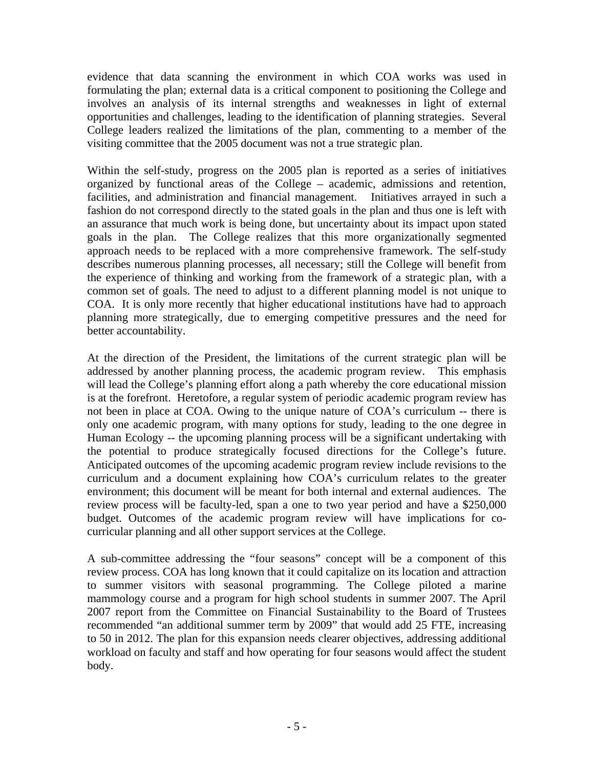evidence that data scanning the environment in which COA works was used in formulating the plan; external data is a critical component to positioning the College and involves an analysis of its internal strengths and weaknesses in light of external opportunities and challenges, leading to the identification of planning strategies. Several College leaders realized the limitations of the plan, commenting to a member of the visiting committee that the 2005 document was not a true strategic plan.

Within the self-study, progress on the 2005 plan is reported as a series of initiatives organized by functional areas of the College – academic, admissions and retention, facilities, and administration and financial management. Initiatives arrayed in such a fashion do not correspond directly to the stated goals in the plan and thus one is left with an assurance that much work is being done, but uncertainty about its impact upon stated goals in the plan. The College realizes that this more organizationally segmented approach needs to be replaced with a more comprehensive framework. The self-study describes numerous planning processes, all necessary; still the College will benefit from the experience of thinking and working from the framework of a strategic plan, with a common set of goals. The need to adjust to a different planning model is not unique to COA. It is only more recently that higher educational institutions have had to approach planning more strategically, due to emerging competitive pressures and the need for better accountability.

At the direction of the President, the limitations of the current strategic plan will be addressed by another planning process, the academic program review. This emphasis will lead the College's planning effort along a path whereby the core educational mission is at the forefront. Heretofore, a regular system of periodic academic program review has not been in place at COA. Owing to the unique nature of COA's curriculum -- there is only one academic program, with many options for study, leading to the one degree in Human Ecology -- the upcoming planning process will be a significant undertaking with the potential to produce strategically focused directions for the College's future. Anticipated outcomes of the upcoming academic program review include revisions to the curriculum and a document explaining how COA's curriculum relates to the greater environment; this document will be meant for both internal and external audiences. The review process will be faculty-led, span a one to two year period and have a $250,000 budget. Outcomes of the academic program review will have implications for co-curricular planning and all other support services at the College.

A sub-committee addressing the "four seasons" concept will be a component of this review process. COA has long known that it could capitalize on its location and attraction to summer visitors with seasonal programming. The College piloted a marine mammology course and a program for high school students in summer 2007. The April 2007 report from the Committee on Financial Sustainability to the Board of Trustees recommended "an additional summer term by 2009" that would add 25 FTE, increasing to 50 in 2012. The plan for this expansion needs clearer objectives, addressing additional workload on faculty and staff and how operating for four seasons would affect the student body.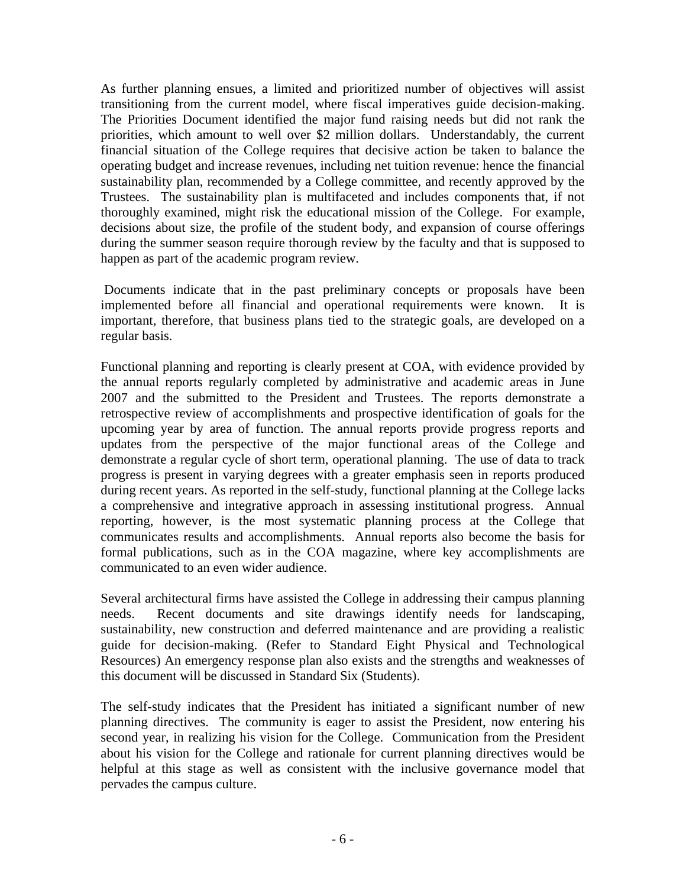As further planning ensues, a limited and prioritized number of objectives will assist transitioning from the current model, where fiscal imperatives guide decision-making. The Priorities Document identified the major fund raising needs but did not rank the priorities, which amount to well over $2 million dollars. Understandably, the current financial situation of the College requires that decisive action be taken to balance the operating budget and increase revenues, including net tuition revenue: hence the financial sustainability plan, recommended by a College committee, and recently approved by the Trustees. The sustainability plan is multifaceted and includes components that, if not thoroughly examined, might risk the educational mission of the College. For example, decisions about size, the profile of the student body, and expansion of course offerings during the summer season require thorough review by the faculty and that is supposed to happen as part of the academic program review.

Documents indicate that in the past preliminary concepts or proposals have been implemented before all financial and operational requirements were known. It is important, therefore, that business plans tied to the strategic goals, are developed on a regular basis.

Functional planning and reporting is clearly present at COA, with evidence provided by the annual reports regularly completed by administrative and academic areas in June 2007 and the submitted to the President and Trustees. The reports demonstrate a retrospective review of accomplishments and prospective identification of goals for the upcoming year by area of function. The annual reports provide progress reports and updates from the perspective of the major functional areas of the College and demonstrate a regular cycle of short term, operational planning. The use of data to track progress is present in varying degrees with a greater emphasis seen in reports produced during recent years. As reported in the self-study, functional planning at the College lacks a comprehensive and integrative approach in assessing institutional progress. Annual reporting, however, is the most systematic planning process at the College that communicates results and accomplishments. Annual reports also become the basis for formal publications, such as in the COA magazine, where key accomplishments are communicated to an even wider audience.

Several architectural firms have assisted the College in addressing their campus planning needs. Recent documents and site drawings identify needs for landscaping, sustainability, new construction and deferred maintenance and are providing a realistic guide for decision-making. (Refer to Standard Eight Physical and Technological Resources) An emergency response plan also exists and the strengths and weaknesses of this document will be discussed in Standard Six (Students).

The self-study indicates that the President has initiated a significant number of new planning directives. The community is eager to assist the President, now entering his second year, in realizing his vision for the College. Communication from the President about his vision for the College and rationale for current planning directives would be helpful at this stage as well as consistent with the inclusive governance model that pervades the campus culture.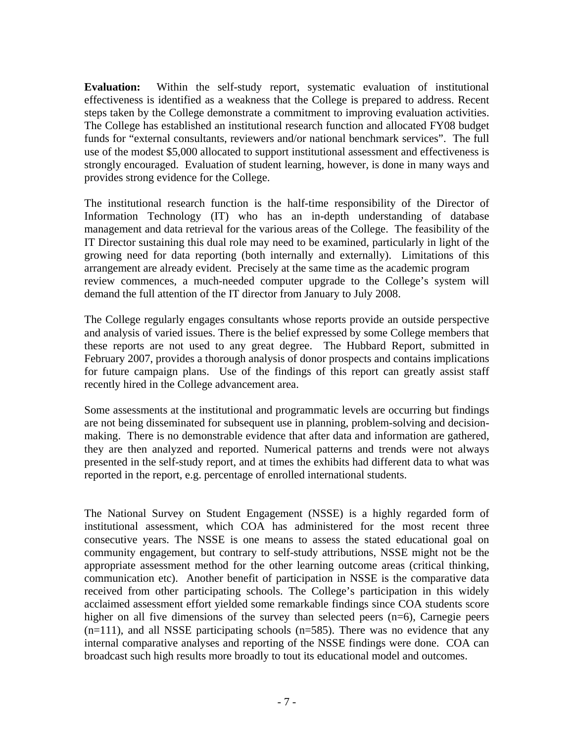**Evaluation:** Within the self-study report, systematic evaluation of institutional effectiveness is identified as a weakness that the College is prepared to address. Recent steps taken by the College demonstrate a commitment to improving evaluation activities. The College has established an institutional research function and allocated FY08 budget funds for "external consultants, reviewers and/or national benchmark services". The full use of the modest $5,000 allocated to support institutional assessment and effectiveness is strongly encouraged. Evaluation of student learning, however, is done in many ways and provides strong evidence for the College.

The institutional research function is the half-time responsibility of the Director of Information Technology (IT) who has an in-depth understanding of database management and data retrieval for the various areas of the College. The feasibility of the IT Director sustaining this dual role may need to be examined, particularly in light of the growing need for data reporting (both internally and externally). Limitations of this arrangement are already evident. Precisely at the same time as the academic program review commences, a much-needed computer upgrade to the College's system will demand the full attention of the IT director from January to July 2008.

The College regularly engages consultants whose reports provide an outside perspective and analysis of varied issues. There is the belief expressed by some College members that these reports are not used to any great degree. The Hubbard Report, submitted in February 2007, provides a thorough analysis of donor prospects and contains implications for future campaign plans. Use of the findings of this report can greatly assist staff recently hired in the College advancement area.

Some assessments at the institutional and programmatic levels are occurring but findings are not being disseminated for subsequent use in planning, problem-solving and decision-making. There is no demonstrable evidence that after data and information are gathered, they are then analyzed and reported. Numerical patterns and trends were not always presented in the self-study report, and at times the exhibits had different data to what was reported in the report, e.g. percentage of enrolled international students.

The National Survey on Student Engagement (NSSE) is a highly regarded form of institutional assessment, which COA has administered for the most recent three consecutive years. The NSSE is one means to assess the stated educational goal on community engagement, but contrary to self-study attributions, NSSE might not be the appropriate assessment method for the other learning outcome areas (critical thinking, communication etc). Another benefit of participation in NSSE is the comparative data received from other participating schools. The College's participation in this widely acclaimed assessment effort yielded some remarkable findings since COA students score higher on all five dimensions of the survey than selected peers (n=6), Carnegie peers (n=111), and all NSSE participating schools (n=585). There was no evidence that any internal comparative analyses and reporting of the NSSE findings were done. COA can broadcast such high results more broadly to tout its educational model and outcomes.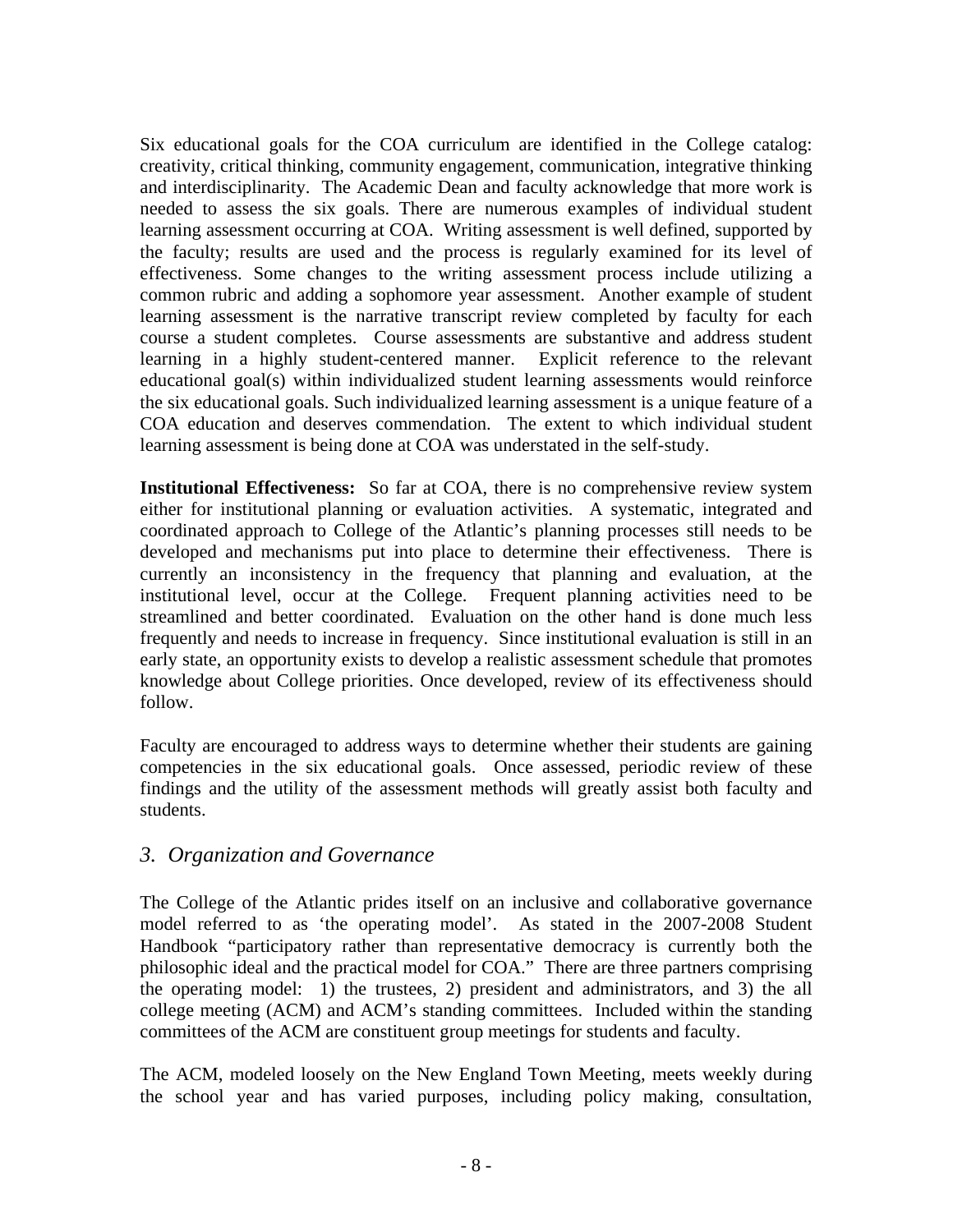Six educational goals for the COA curriculum are identified in the College catalog: creativity, critical thinking, community engagement, communication, integrative thinking and interdisciplinarity. The Academic Dean and faculty acknowledge that more work is needed to assess the six goals. There are numerous examples of individual student learning assessment occurring at COA. Writing assessment is well defined, supported by the faculty; results are used and the process is regularly examined for its level of effectiveness. Some changes to the writing assessment process include utilizing a common rubric and adding a sophomore year assessment. Another example of student learning assessment is the narrative transcript review completed by faculty for each course a student completes. Course assessments are substantive and address student learning in a highly student-centered manner. Explicit reference to the relevant educational goal(s) within individualized student learning assessments would reinforce the six educational goals. Such individualized learning assessment is a unique feature of a COA education and deserves commendation. The extent to which individual student learning assessment is being done at COA was understated in the self-study.

**Institutional Effectiveness:** So far at COA, there is no comprehensive review system either for institutional planning or evaluation activities. A systematic, integrated and coordinated approach to College of the Atlantic's planning processes still needs to be developed and mechanisms put into place to determine their effectiveness. There is currently an inconsistency in the frequency that planning and evaluation, at the institutional level, occur at the College. Frequent planning activities need to be streamlined and better coordinated. Evaluation on the other hand is done much less frequently and needs to increase in frequency. Since institutional evaluation is still in an early state, an opportunity exists to develop a realistic assessment schedule that promotes knowledge about College priorities. Once developed, review of its effectiveness should follow.

Faculty are encouraged to address ways to determine whether their students are gaining competencies in the six educational goals. Once assessed, periodic review of these findings and the utility of the assessment methods will greatly assist both faculty and students.

## *3. Organization and Governance*

The College of the Atlantic prides itself on an inclusive and collaborative governance model referred to as 'the operating model'. As stated in the 2007-2008 Student Handbook "participatory rather than representative democracy is currently both the philosophic ideal and the practical model for COA." There are three partners comprising the operating model: 1) the trustees, 2) president and administrators, and 3) the all college meeting (ACM) and ACM's standing committees. Included within the standing committees of the ACM are constituent group meetings for students and faculty.

The ACM, modeled loosely on the New England Town Meeting, meets weekly during the school year and has varied purposes, including policy making, consultation,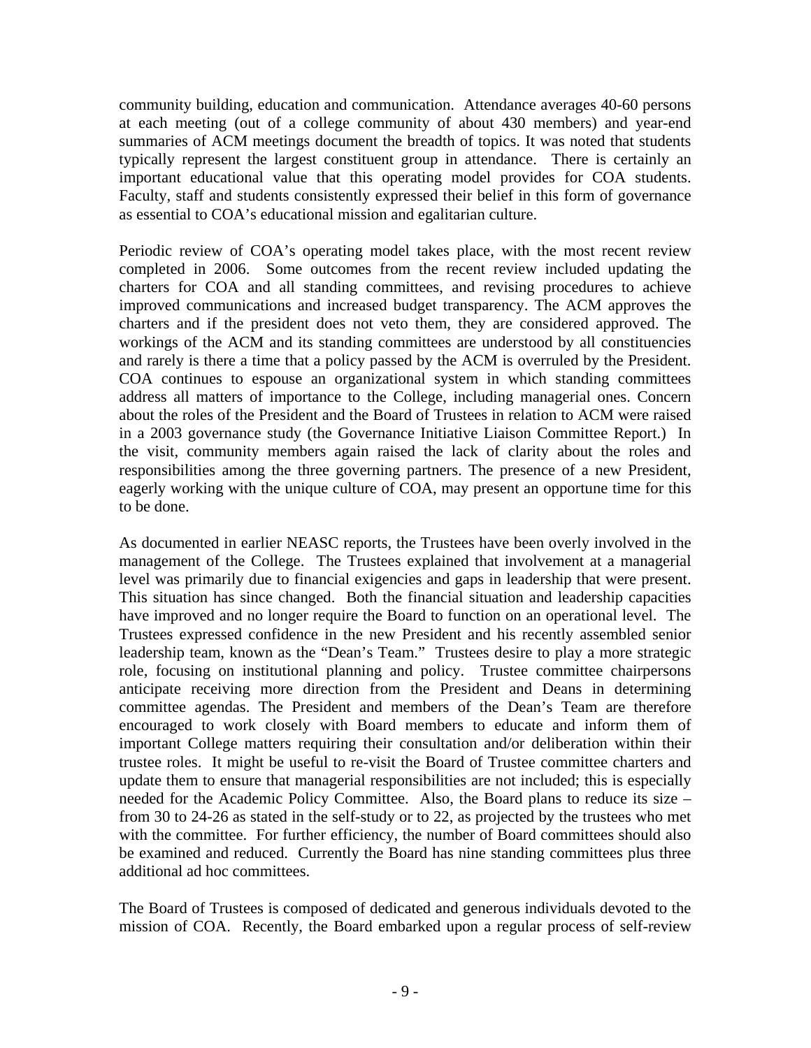community building, education and communication. Attendance averages 40-60 persons at each meeting (out of a college community of about 430 members) and year-end summaries of ACM meetings document the breadth of topics. It was noted that students typically represent the largest constituent group in attendance. There is certainly an important educational value that this operating model provides for COA students. Faculty, staff and students consistently expressed their belief in this form of governance as essential to COA's educational mission and egalitarian culture.

Periodic review of COA's operating model takes place, with the most recent review completed in 2006. Some outcomes from the recent review included updating the charters for COA and all standing committees, and revising procedures to achieve improved communications and increased budget transparency. The ACM approves the charters and if the president does not veto them, they are considered approved. The workings of the ACM and its standing committees are understood by all constituencies and rarely is there a time that a policy passed by the ACM is overruled by the President. COA continues to espouse an organizational system in which standing committees address all matters of importance to the College, including managerial ones. Concern about the roles of the President and the Board of Trustees in relation to ACM were raised in a 2003 governance study (the Governance Initiative Liaison Committee Report.) In the visit, community members again raised the lack of clarity about the roles and responsibilities among the three governing partners. The presence of a new President, eagerly working with the unique culture of COA, may present an opportune time for this to be done.

As documented in earlier NEASC reports, the Trustees have been overly involved in the management of the College. The Trustees explained that involvement at a managerial level was primarily due to financial exigencies and gaps in leadership that were present. This situation has since changed. Both the financial situation and leadership capacities have improved and no longer require the Board to function on an operational level. The Trustees expressed confidence in the new President and his recently assembled senior leadership team, known as the "Dean's Team." Trustees desire to play a more strategic role, focusing on institutional planning and policy. Trustee committee chairpersons anticipate receiving more direction from the President and Deans in determining committee agendas. The President and members of the Dean's Team are therefore encouraged to work closely with Board members to educate and inform them of important College matters requiring their consultation and/or deliberation within their trustee roles. It might be useful to re-visit the Board of Trustee committee charters and update them to ensure that managerial responsibilities are not included; this is especially needed for the Academic Policy Committee. Also, the Board plans to reduce its size – from 30 to 24-26 as stated in the self-study or to 22, as projected by the trustees who met with the committee. For further efficiency, the number of Board committees should also be examined and reduced. Currently the Board has nine standing committees plus three additional ad hoc committees.

The Board of Trustees is composed of dedicated and generous individuals devoted to the mission of COA. Recently, the Board embarked upon a regular process of self-review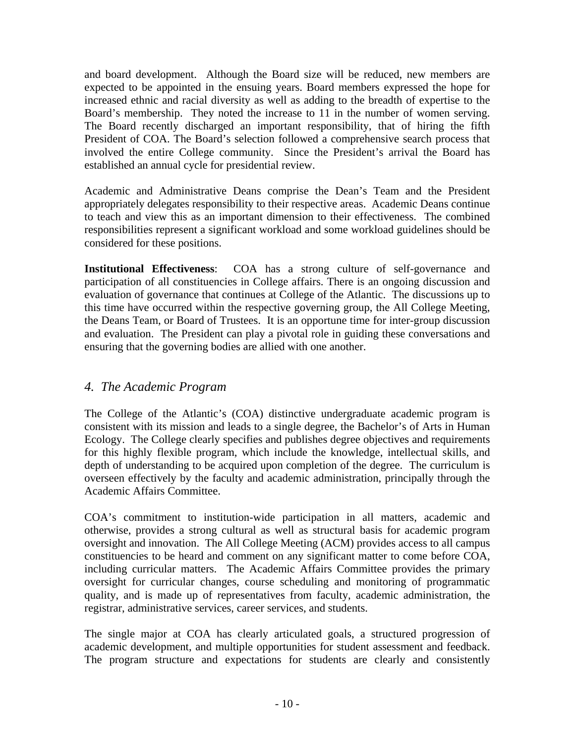and board development. Although the Board size will be reduced, new members are expected to be appointed in the ensuing years. Board members expressed the hope for increased ethnic and racial diversity as well as adding to the breadth of expertise to the Board's membership. They noted the increase to 11 in the number of women serving. The Board recently discharged an important responsibility, that of hiring the fifth President of COA. The Board's selection followed a comprehensive search process that involved the entire College community. Since the President's arrival the Board has established an annual cycle for presidential review.

Academic and Administrative Deans comprise the Dean's Team and the President appropriately delegates responsibility to their respective areas. Academic Deans continue to teach and view this as an important dimension to their effectiveness. The combined responsibilities represent a significant workload and some workload guidelines should be considered for these positions.

**Institutional Effectiveness**: COA has a strong culture of self-governance and participation of all constituencies in College affairs. There is an ongoing discussion and evaluation of governance that continues at College of the Atlantic. The discussions up to this time have occurred within the respective governing group, the All College Meeting, the Deans Team, or Board of Trustees. It is an opportune time for inter-group discussion and evaluation. The President can play a pivotal role in guiding these conversations and ensuring that the governing bodies are allied with one another.

## *4. The Academic Program*

The College of the Atlantic's (COA) distinctive undergraduate academic program is consistent with its mission and leads to a single degree, the Bachelor's of Arts in Human Ecology. The College clearly specifies and publishes degree objectives and requirements for this highly flexible program, which include the knowledge, intellectual skills, and depth of understanding to be acquired upon completion of the degree. The curriculum is overseen effectively by the faculty and academic administration, principally through the Academic Affairs Committee.

COA's commitment to institution-wide participation in all matters, academic and otherwise, provides a strong cultural as well as structural basis for academic program oversight and innovation. The All College Meeting (ACM) provides access to all campus constituencies to be heard and comment on any significant matter to come before COA, including curricular matters. The Academic Affairs Committee provides the primary oversight for curricular changes, course scheduling and monitoring of programmatic quality, and is made up of representatives from faculty, academic administration, the registrar, administrative services, career services, and students.

The single major at COA has clearly articulated goals, a structured progression of academic development, and multiple opportunities for student assessment and feedback. The program structure and expectations for students are clearly and consistently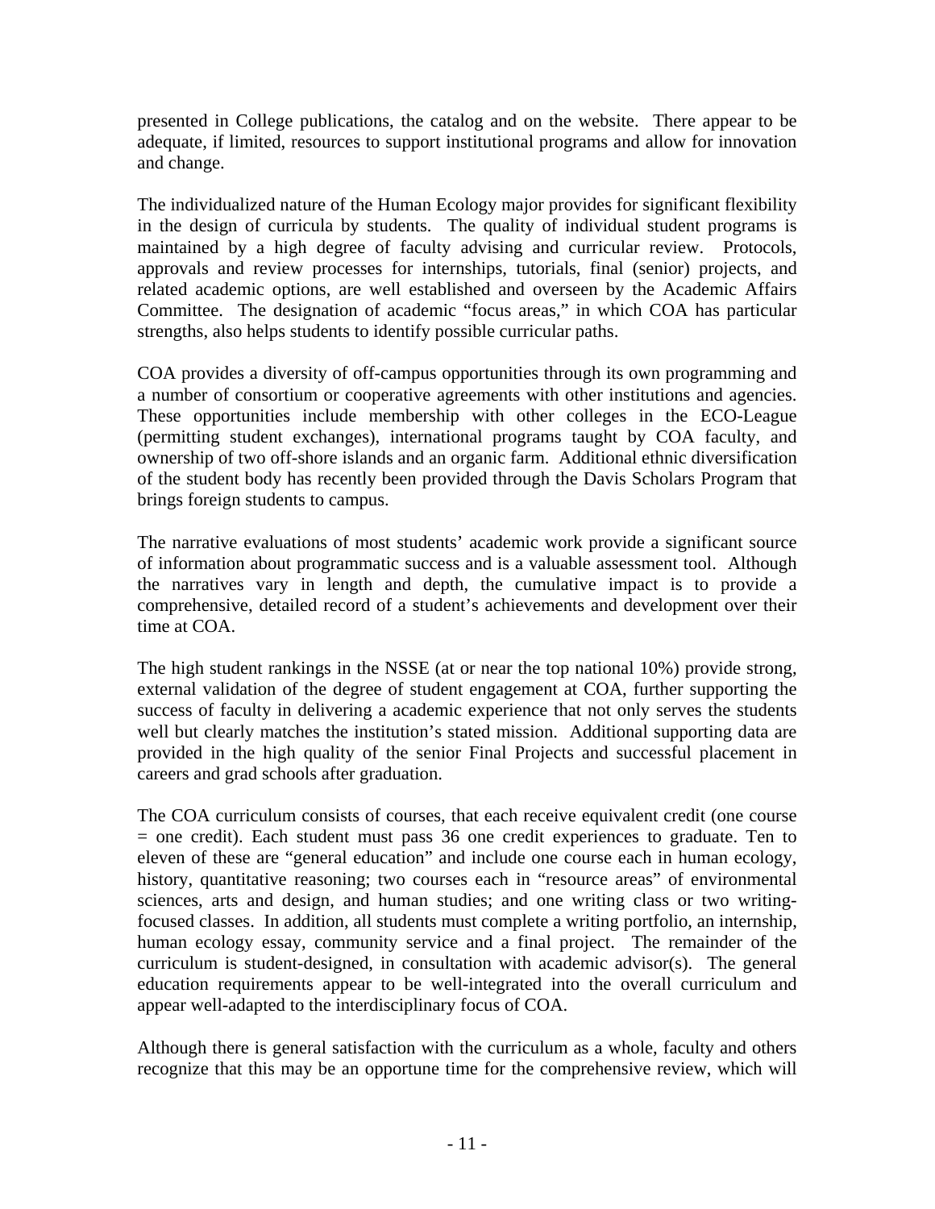presented in College publications, the catalog and on the website. There appear to be adequate, if limited, resources to support institutional programs and allow for innovation and change.

The individualized nature of the Human Ecology major provides for significant flexibility in the design of curricula by students. The quality of individual student programs is maintained by a high degree of faculty advising and curricular review. Protocols, approvals and review processes for internships, tutorials, final (senior) projects, and related academic options, are well established and overseen by the Academic Affairs Committee. The designation of academic "focus areas," in which COA has particular strengths, also helps students to identify possible curricular paths.

COA provides a diversity of off-campus opportunities through its own programming and a number of consortium or cooperative agreements with other institutions and agencies. These opportunities include membership with other colleges in the ECO-League (permitting student exchanges), international programs taught by COA faculty, and ownership of two off-shore islands and an organic farm. Additional ethnic diversification of the student body has recently been provided through the Davis Scholars Program that brings foreign students to campus.

The narrative evaluations of most students' academic work provide a significant source of information about programmatic success and is a valuable assessment tool. Although the narratives vary in length and depth, the cumulative impact is to provide a comprehensive, detailed record of a student's achievements and development over their time at COA.

The high student rankings in the NSSE (at or near the top national 10%) provide strong, external validation of the degree of student engagement at COA, further supporting the success of faculty in delivering a academic experience that not only serves the students well but clearly matches the institution's stated mission. Additional supporting data are provided in the high quality of the senior Final Projects and successful placement in careers and grad schools after graduation.

The COA curriculum consists of courses, that each receive equivalent credit (one course = one credit). Each student must pass 36 one credit experiences to graduate. Ten to eleven of these are "general education" and include one course each in human ecology, history, quantitative reasoning; two courses each in "resource areas" of environmental sciences, arts and design, and human studies; and one writing class or two writing-focused classes. In addition, all students must complete a writing portfolio, an internship, human ecology essay, community service and a final project. The remainder of the curriculum is student-designed, in consultation with academic advisor(s). The general education requirements appear to be well-integrated into the overall curriculum and appear well-adapted to the interdisciplinary focus of COA.

Although there is general satisfaction with the curriculum as a whole, faculty and others recognize that this may be an opportune time for the comprehensive review, which will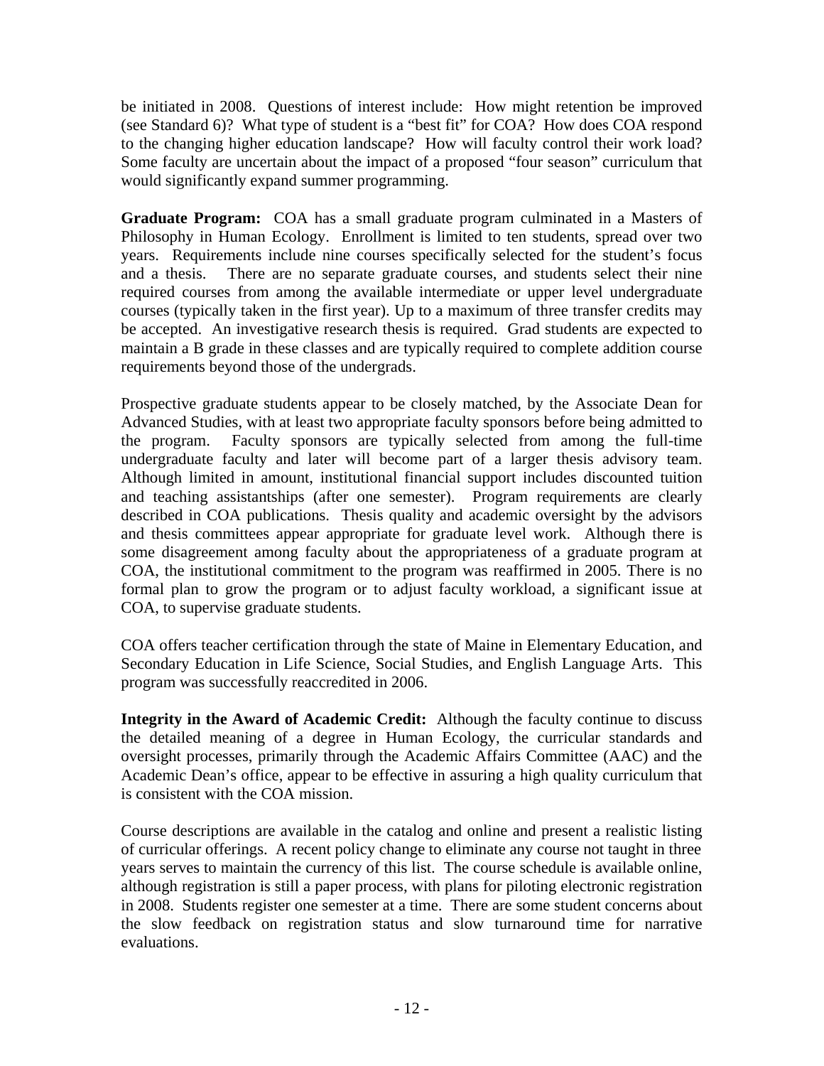be initiated in 2008. Questions of interest include: How might retention be improved (see Standard 6)? What type of student is a "best fit" for COA? How does COA respond to the changing higher education landscape? How will faculty control their work load? Some faculty are uncertain about the impact of a proposed "four season" curriculum that would significantly expand summer programming.

**Graduate Program:** COA has a small graduate program culminated in a Masters of Philosophy in Human Ecology. Enrollment is limited to ten students, spread over two years. Requirements include nine courses specifically selected for the student's focus and a thesis. There are no separate graduate courses, and students select their nine required courses from among the available intermediate or upper level undergraduate courses (typically taken in the first year). Up to a maximum of three transfer credits may be accepted. An investigative research thesis is required. Grad students are expected to maintain a B grade in these classes and are typically required to complete addition course requirements beyond those of the undergrads.

Prospective graduate students appear to be closely matched, by the Associate Dean for Advanced Studies, with at least two appropriate faculty sponsors before being admitted to the program. Faculty sponsors are typically selected from among the full-time undergraduate faculty and later will become part of a larger thesis advisory team. Although limited in amount, institutional financial support includes discounted tuition and teaching assistantships (after one semester). Program requirements are clearly described in COA publications. Thesis quality and academic oversight by the advisors and thesis committees appear appropriate for graduate level work. Although there is some disagreement among faculty about the appropriateness of a graduate program at COA, the institutional commitment to the program was reaffirmed in 2005. There is no formal plan to grow the program or to adjust faculty workload, a significant issue at COA, to supervise graduate students.

COA offers teacher certification through the state of Maine in Elementary Education, and Secondary Education in Life Science, Social Studies, and English Language Arts. This program was successfully reaccredited in 2006.

**Integrity in the Award of Academic Credit:** Although the faculty continue to discuss the detailed meaning of a degree in Human Ecology, the curricular standards and oversight processes, primarily through the Academic Affairs Committee (AAC) and the Academic Dean's office, appear to be effective in assuring a high quality curriculum that is consistent with the COA mission.

Course descriptions are available in the catalog and online and present a realistic listing of curricular offerings. A recent policy change to eliminate any course not taught in three years serves to maintain the currency of this list. The course schedule is available online, although registration is still a paper process, with plans for piloting electronic registration in 2008. Students register one semester at a time. There are some student concerns about the slow feedback on registration status and slow turnaround time for narrative evaluations.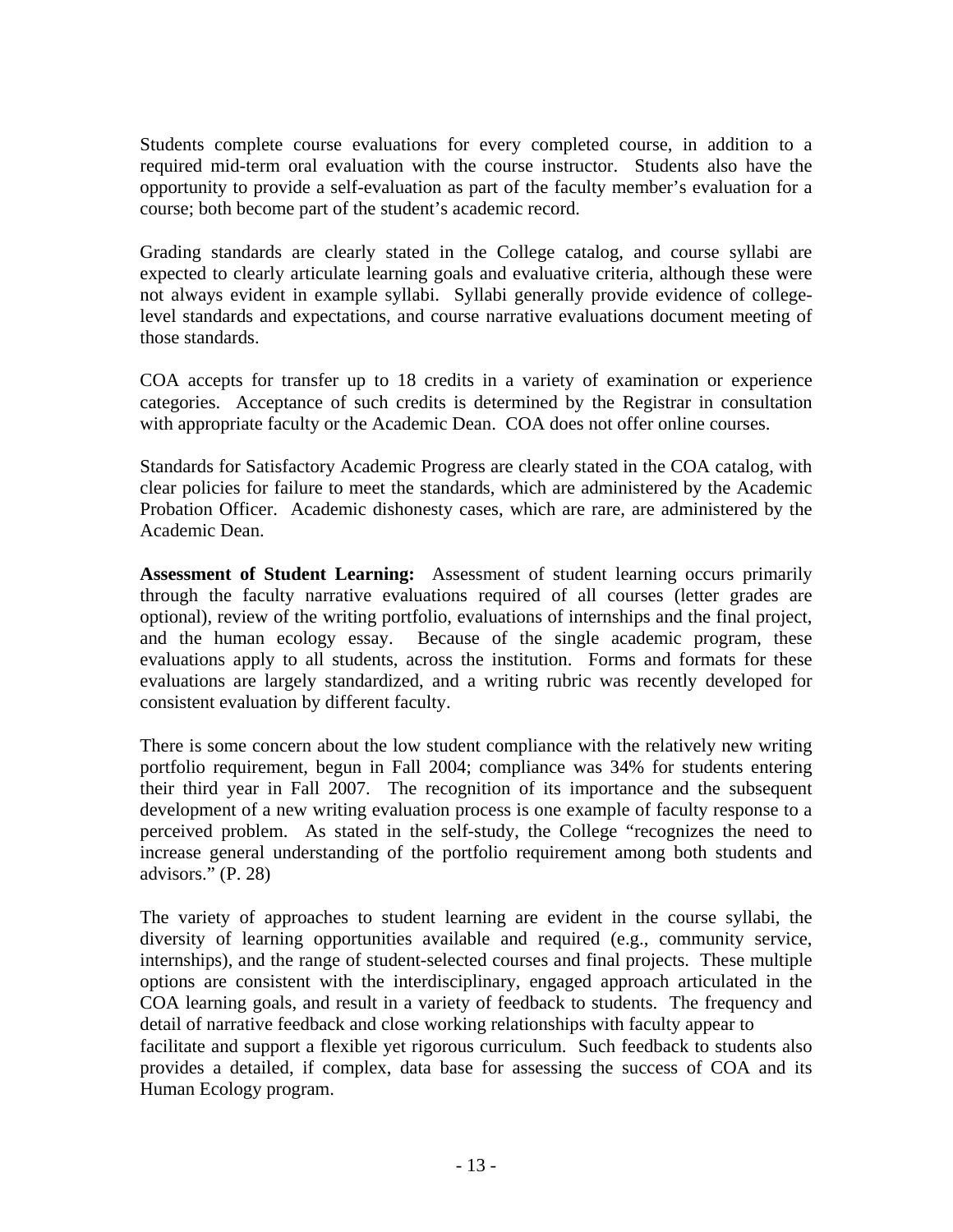Students complete course evaluations for every completed course, in addition to a required mid-term oral evaluation with the course instructor. Students also have the opportunity to provide a self-evaluation as part of the faculty member's evaluation for a course; both become part of the student's academic record.

Grading standards are clearly stated in the College catalog, and course syllabi are expected to clearly articulate learning goals and evaluative criteria, although these were not always evident in example syllabi. Syllabi generally provide evidence of college-level standards and expectations, and course narrative evaluations document meeting of those standards.

COA accepts for transfer up to 18 credits in a variety of examination or experience categories. Acceptance of such credits is determined by the Registrar in consultation with appropriate faculty or the Academic Dean. COA does not offer online courses.

Standards for Satisfactory Academic Progress are clearly stated in the COA catalog, with clear policies for failure to meet the standards, which are administered by the Academic Probation Officer. Academic dishonesty cases, which are rare, are administered by the Academic Dean.

**Assessment of Student Learning:** Assessment of student learning occurs primarily through the faculty narrative evaluations required of all courses (letter grades are optional), review of the writing portfolio, evaluations of internships and the final project, and the human ecology essay. Because of the single academic program, these evaluations apply to all students, across the institution. Forms and formats for these evaluations are largely standardized, and a writing rubric was recently developed for consistent evaluation by different faculty.

There is some concern about the low student compliance with the relatively new writing portfolio requirement, begun in Fall 2004; compliance was 34% for students entering their third year in Fall 2007. The recognition of its importance and the subsequent development of a new writing evaluation process is one example of faculty response to a perceived problem. As stated in the self-study, the College "recognizes the need to increase general understanding of the portfolio requirement among both students and advisors." (P. 28)

The variety of approaches to student learning are evident in the course syllabi, the diversity of learning opportunities available and required (e.g., community service, internships), and the range of student-selected courses and final projects. These multiple options are consistent with the interdisciplinary, engaged approach articulated in the COA learning goals, and result in a variety of feedback to students. The frequency and detail of narrative feedback and close working relationships with faculty appear to facilitate and support a flexible yet rigorous curriculum. Such feedback to students also provides a detailed, if complex, data base for assessing the success of COA and its Human Ecology program.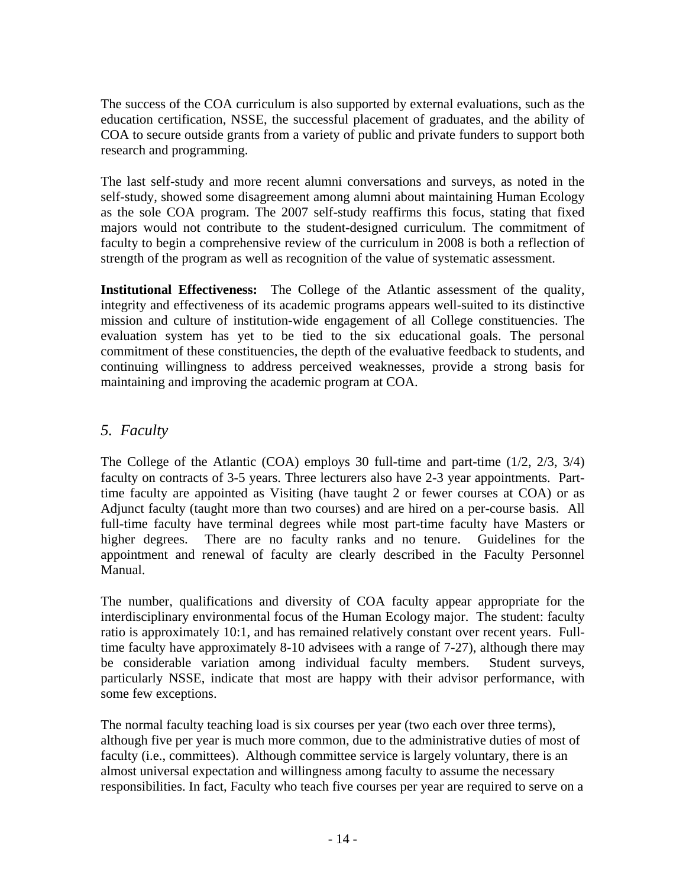The success of the COA curriculum is also supported by external evaluations, such as the education certification, NSSE, the successful placement of graduates, and the ability of COA to secure outside grants from a variety of public and private funders to support both research and programming.

The last self-study and more recent alumni conversations and surveys, as noted in the self-study, showed some disagreement among alumni about maintaining Human Ecology as the sole COA program. The 2007 self-study reaffirms this focus, stating that fixed majors would not contribute to the student-designed curriculum. The commitment of faculty to begin a comprehensive review of the curriculum in 2008 is both a reflection of strength of the program as well as recognition of the value of systematic assessment.

**Institutional Effectiveness:** The College of the Atlantic assessment of the quality, integrity and effectiveness of its academic programs appears well-suited to its distinctive mission and culture of institution-wide engagement of all College constituencies. The evaluation system has yet to be tied to the six educational goals. The personal commitment of these constituencies, the depth of the evaluative feedback to students, and continuing willingness to address perceived weaknesses, provide a strong basis for maintaining and improving the academic program at COA.

## *5. Faculty*

The College of the Atlantic (COA) employs 30 full-time and part-time (1/2, 2/3, 3/4) faculty on contracts of 3-5 years. Three lecturers also have 2-3 year appointments. Part-time faculty are appointed as Visiting (have taught 2 or fewer courses at COA) or as Adjunct faculty (taught more than two courses) and are hired on a per-course basis. All full-time faculty have terminal degrees while most part-time faculty have Masters or higher degrees. There are no faculty ranks and no tenure. Guidelines for the appointment and renewal of faculty are clearly described in the Faculty Personnel Manual.

The number, qualifications and diversity of COA faculty appear appropriate for the interdisciplinary environmental focus of the Human Ecology major. The student: faculty ratio is approximately 10:1, and has remained relatively constant over recent years. Full-time faculty have approximately 8-10 advisees with a range of 7-27), although there may be considerable variation among individual faculty members. Student surveys, particularly NSSE, indicate that most are happy with their advisor performance, with some few exceptions.

The normal faculty teaching load is six courses per year (two each over three terms), although five per year is much more common, due to the administrative duties of most of faculty (i.e., committees). Although committee service is largely voluntary, there is an almost universal expectation and willingness among faculty to assume the necessary responsibilities. In fact, Faculty who teach five courses per year are required to serve on a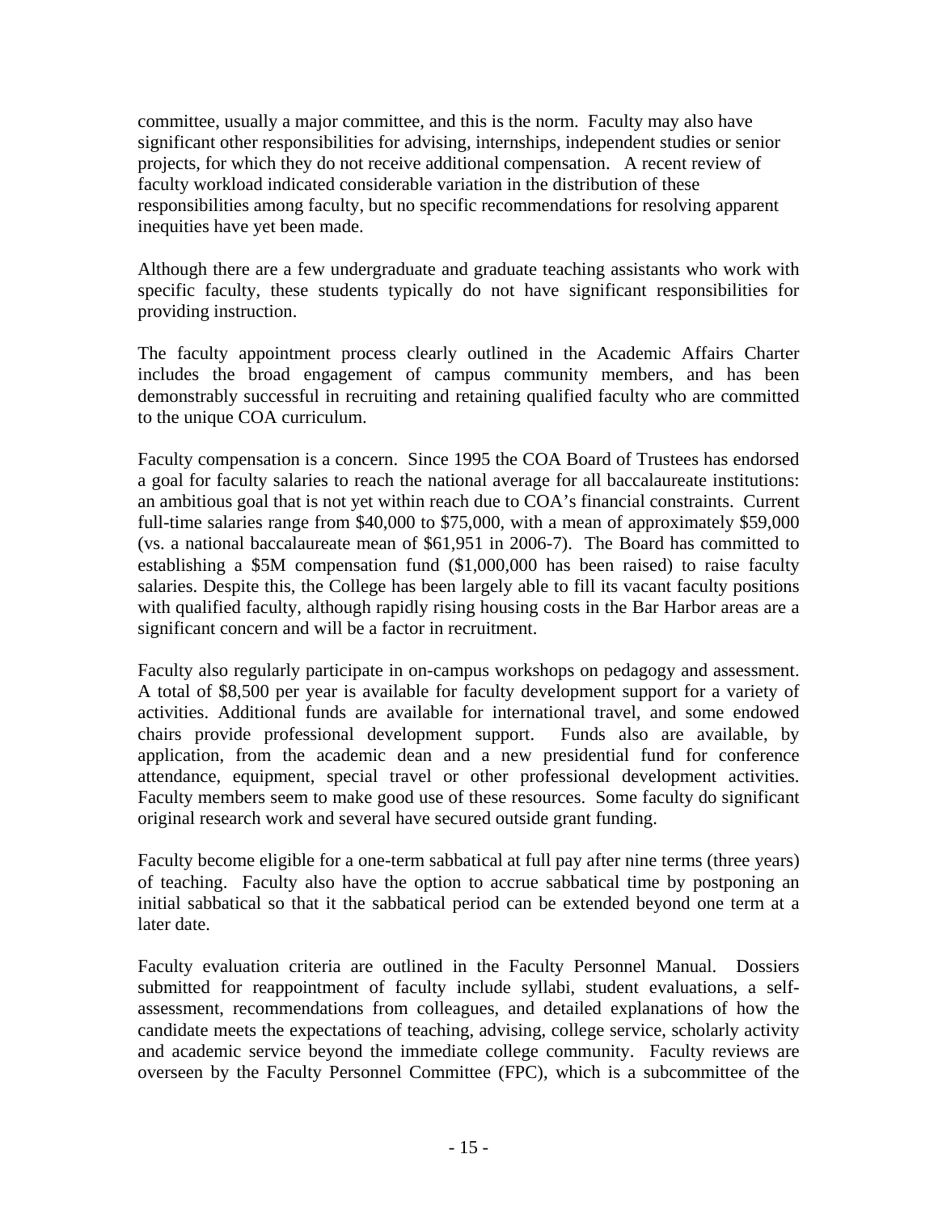committee, usually a major committee, and this is the norm. Faculty may also have significant other responsibilities for advising, internships, independent studies or senior projects, for which they do not receive additional compensation. A recent review of faculty workload indicated considerable variation in the distribution of these responsibilities among faculty, but no specific recommendations for resolving apparent inequities have yet been made.

Although there are a few undergraduate and graduate teaching assistants who work with specific faculty, these students typically do not have significant responsibilities for providing instruction.

The faculty appointment process clearly outlined in the Academic Affairs Charter includes the broad engagement of campus community members, and has been demonstrably successful in recruiting and retaining qualified faculty who are committed to the unique COA curriculum.

Faculty compensation is a concern. Since 1995 the COA Board of Trustees has endorsed a goal for faculty salaries to reach the national average for all baccalaureate institutions: an ambitious goal that is not yet within reach due to COA's financial constraints. Current full-time salaries range from $40,000 to $75,000, with a mean of approximately $59,000 (vs. a national baccalaureate mean of $61,951 in 2006-7). The Board has committed to establishing a $5M compensation fund ($1,000,000 has been raised) to raise faculty salaries. Despite this, the College has been largely able to fill its vacant faculty positions with qualified faculty, although rapidly rising housing costs in the Bar Harbor areas are a significant concern and will be a factor in recruitment.

Faculty also regularly participate in on-campus workshops on pedagogy and assessment. A total of $8,500 per year is available for faculty development support for a variety of activities. Additional funds are available for international travel, and some endowed chairs provide professional development support. Funds also are available, by application, from the academic dean and a new presidential fund for conference attendance, equipment, special travel or other professional development activities. Faculty members seem to make good use of these resources. Some faculty do significant original research work and several have secured outside grant funding.

Faculty become eligible for a one-term sabbatical at full pay after nine terms (three years) of teaching. Faculty also have the option to accrue sabbatical time by postponing an initial sabbatical so that it the sabbatical period can be extended beyond one term at a later date.

Faculty evaluation criteria are outlined in the Faculty Personnel Manual. Dossiers submitted for reappointment of faculty include syllabi, student evaluations, a self-assessment, recommendations from colleagues, and detailed explanations of how the candidate meets the expectations of teaching, advising, college service, scholarly activity and academic service beyond the immediate college community. Faculty reviews are overseen by the Faculty Personnel Committee (FPC), which is a subcommittee of the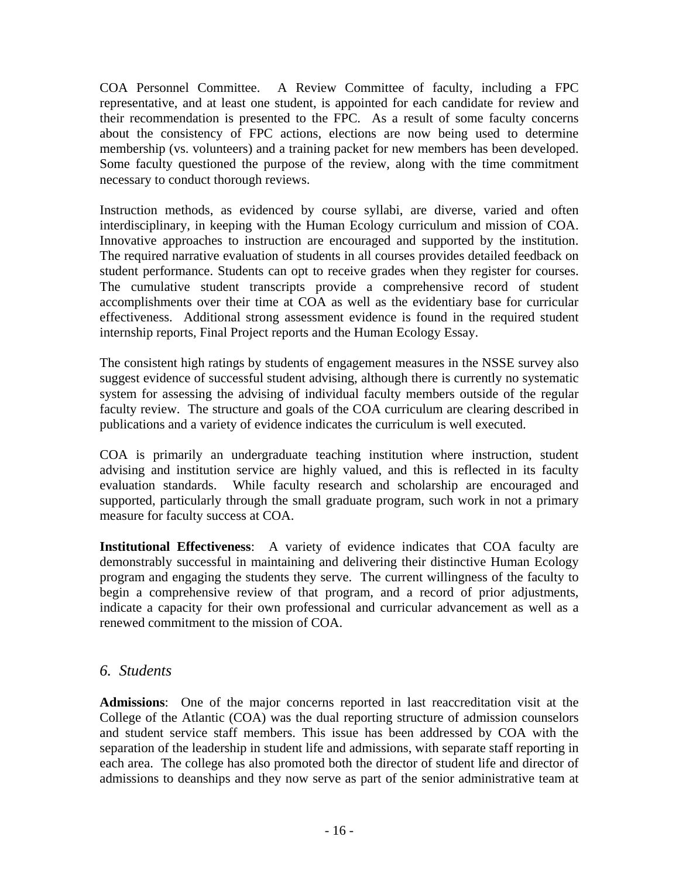COA Personnel Committee. A Review Committee of faculty, including a FPC representative, and at least one student, is appointed for each candidate for review and their recommendation is presented to the FPC. As a result of some faculty concerns about the consistency of FPC actions, elections are now being used to determine membership (vs. volunteers) and a training packet for new members has been developed. Some faculty questioned the purpose of the review, along with the time commitment necessary to conduct thorough reviews.

Instruction methods, as evidenced by course syllabi, are diverse, varied and often interdisciplinary, in keeping with the Human Ecology curriculum and mission of COA. Innovative approaches to instruction are encouraged and supported by the institution. The required narrative evaluation of students in all courses provides detailed feedback on student performance. Students can opt to receive grades when they register for courses. The cumulative student transcripts provide a comprehensive record of student accomplishments over their time at COA as well as the evidentiary base for curricular effectiveness. Additional strong assessment evidence is found in the required student internship reports, Final Project reports and the Human Ecology Essay.

The consistent high ratings by students of engagement measures in the NSSE survey also suggest evidence of successful student advising, although there is currently no systematic system for assessing the advising of individual faculty members outside of the regular faculty review. The structure and goals of the COA curriculum are clearing described in publications and a variety of evidence indicates the curriculum is well executed.

COA is primarily an undergraduate teaching institution where instruction, student advising and institution service are highly valued, and this is reflected in its faculty evaluation standards. While faculty research and scholarship are encouraged and supported, particularly through the small graduate program, such work in not a primary measure for faculty success at COA.

**Institutional Effectiveness**: A variety of evidence indicates that COA faculty are demonstrably successful in maintaining and delivering their distinctive Human Ecology program and engaging the students they serve. The current willingness of the faculty to begin a comprehensive review of that program, and a record of prior adjustments, indicate a capacity for their own professional and curricular advancement as well as a renewed commitment to the mission of COA.

## *6. Students*

**Admissions**: One of the major concerns reported in last reaccreditation visit at the College of the Atlantic (COA) was the dual reporting structure of admission counselors and student service staff members. This issue has been addressed by COA with the separation of the leadership in student life and admissions, with separate staff reporting in each area. The college has also promoted both the director of student life and director of admissions to deanships and they now serve as part of the senior administrative team at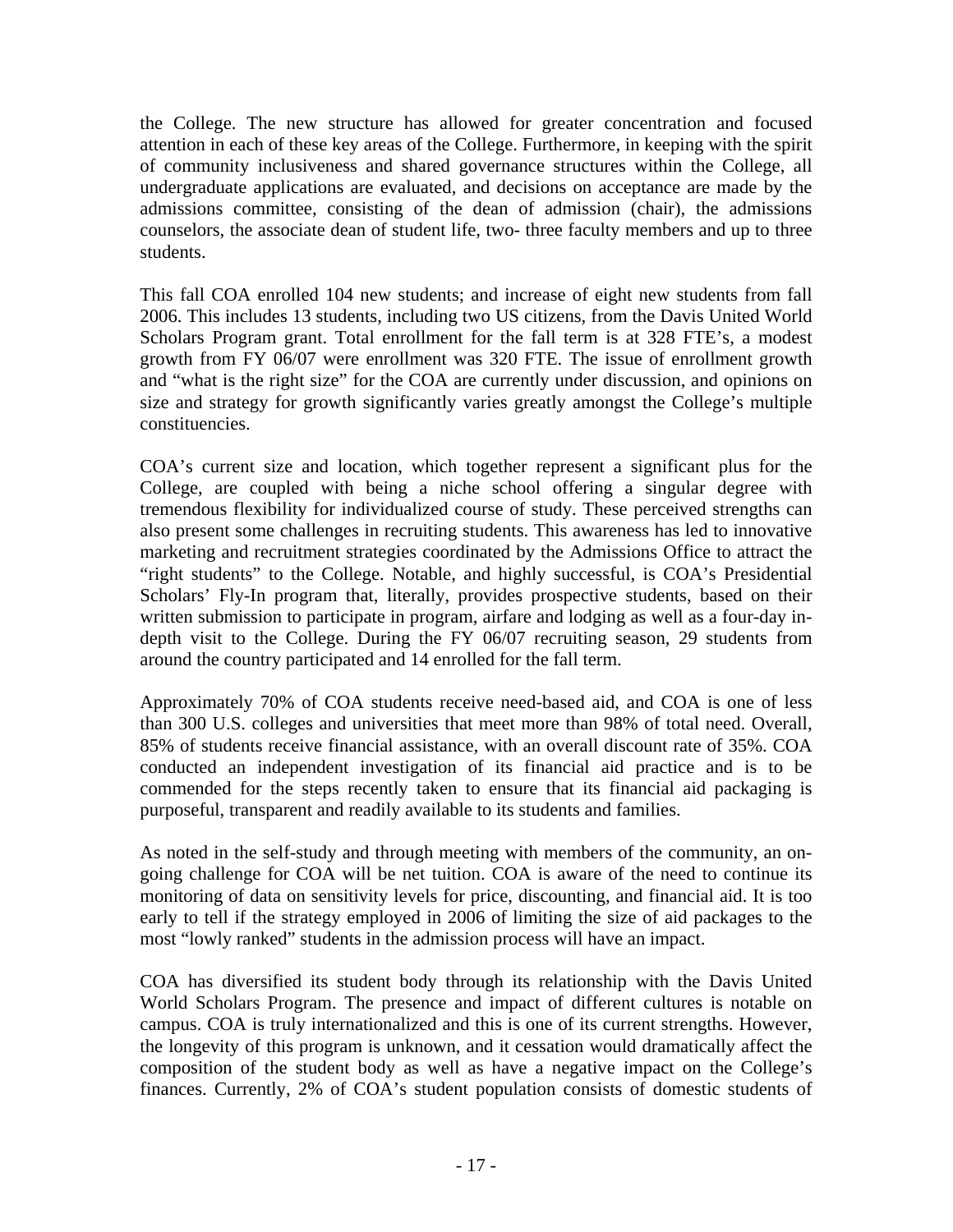the College. The new structure has allowed for greater concentration and focused attention in each of these key areas of the College. Furthermore, in keeping with the spirit of community inclusiveness and shared governance structures within the College, all undergraduate applications are evaluated, and decisions on acceptance are made by the admissions committee, consisting of the dean of admission (chair), the admissions counselors, the associate dean of student life, two- three faculty members and up to three students.

This fall COA enrolled 104 new students; and increase of eight new students from fall 2006. This includes 13 students, including two US citizens, from the Davis United World Scholars Program grant. Total enrollment for the fall term is at 328 FTE's, a modest growth from FY 06/07 were enrollment was 320 FTE. The issue of enrollment growth and "what is the right size" for the COA are currently under discussion, and opinions on size and strategy for growth significantly varies greatly amongst the College's multiple constituencies.

COA's current size and location, which together represent a significant plus for the College, are coupled with being a niche school offering a singular degree with tremendous flexibility for individualized course of study. These perceived strengths can also present some challenges in recruiting students. This awareness has led to innovative marketing and recruitment strategies coordinated by the Admissions Office to attract the "right students" to the College. Notable, and highly successful, is COA's Presidential Scholars' Fly-In program that, literally, provides prospective students, based on their written submission to participate in program, airfare and lodging as well as a four-day in-depth visit to the College. During the FY 06/07 recruiting season, 29 students from around the country participated and 14 enrolled for the fall term.

Approximately 70% of COA students receive need-based aid, and COA is one of less than 300 U.S. colleges and universities that meet more than 98% of total need. Overall, 85% of students receive financial assistance, with an overall discount rate of 35%. COA conducted an independent investigation of its financial aid practice and is to be commended for the steps recently taken to ensure that its financial aid packaging is purposeful, transparent and readily available to its students and families.

As noted in the self-study and through meeting with members of the community, an on-going challenge for COA will be net tuition. COA is aware of the need to continue its monitoring of data on sensitivity levels for price, discounting, and financial aid. It is too early to tell if the strategy employed in 2006 of limiting the size of aid packages to the most "lowly ranked" students in the admission process will have an impact.

COA has diversified its student body through its relationship with the Davis United World Scholars Program. The presence and impact of different cultures is notable on campus. COA is truly internationalized and this is one of its current strengths. However, the longevity of this program is unknown, and it cessation would dramatically affect the composition of the student body as well as have a negative impact on the College's finances. Currently, 2% of COA's student population consists of domestic students of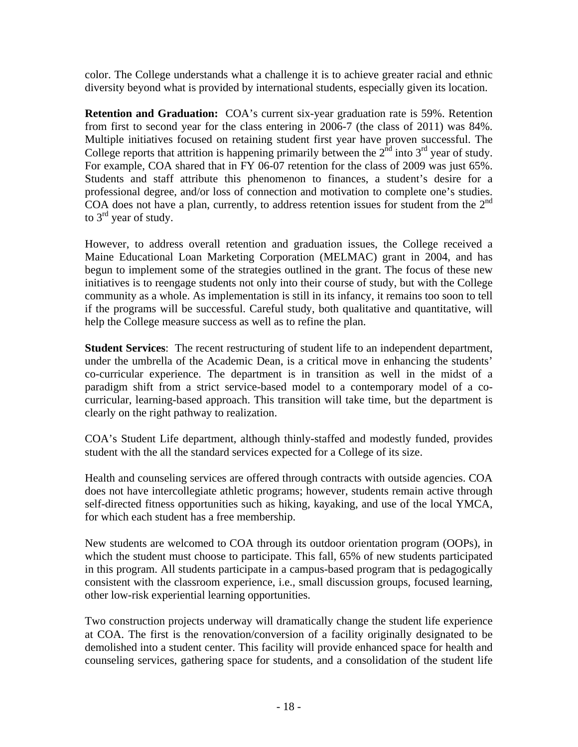color. The College understands what a challenge it is to achieve greater racial and ethnic diversity beyond what is provided by international students, especially given its location.

**Retention and Graduation:** COA's current six-year graduation rate is 59%. Retention from first to second year for the class entering in 2006-7 (the class of 2011) was 84%. Multiple initiatives focused on retaining student first year have proven successful. The College reports that attrition is happening primarily between the 2nd into 3rd year of study. For example, COA shared that in FY 06-07 retention for the class of 2009 was just 65%. Students and staff attribute this phenomenon to finances, a student's desire for a professional degree, and/or loss of connection and motivation to complete one's studies. COA does not have a plan, currently, to address retention issues for student from the 2nd to 3rd year of study.

However, to address overall retention and graduation issues, the College received a Maine Educational Loan Marketing Corporation (MELMAC) grant in 2004, and has begun to implement some of the strategies outlined in the grant. The focus of these new initiatives is to reengage students not only into their course of study, but with the College community as a whole. As implementation is still in its infancy, it remains too soon to tell if the programs will be successful. Careful study, both qualitative and quantitative, will help the College measure success as well as to refine the plan.

**Student Services**: The recent restructuring of student life to an independent department, under the umbrella of the Academic Dean, is a critical move in enhancing the students' co-curricular experience. The department is in transition as well in the midst of a paradigm shift from a strict service-based model to a contemporary model of a co-curricular, learning-based approach. This transition will take time, but the department is clearly on the right pathway to realization.

COA's Student Life department, although thinly-staffed and modestly funded, provides student with the all the standard services expected for a College of its size.

Health and counseling services are offered through contracts with outside agencies. COA does not have intercollegiate athletic programs; however, students remain active through self-directed fitness opportunities such as hiking, kayaking, and use of the local YMCA, for which each student has a free membership.

New students are welcomed to COA through its outdoor orientation program (OOPs), in which the student must choose to participate. This fall, 65% of new students participated in this program. All students participate in a campus-based program that is pedagogically consistent with the classroom experience, i.e., small discussion groups, focused learning, other low-risk experiential learning opportunities.

Two construction projects underway will dramatically change the student life experience at COA. The first is the renovation/conversion of a facility originally designated to be demolished into a student center. This facility will provide enhanced space for health and counseling services, gathering space for students, and a consolidation of the student life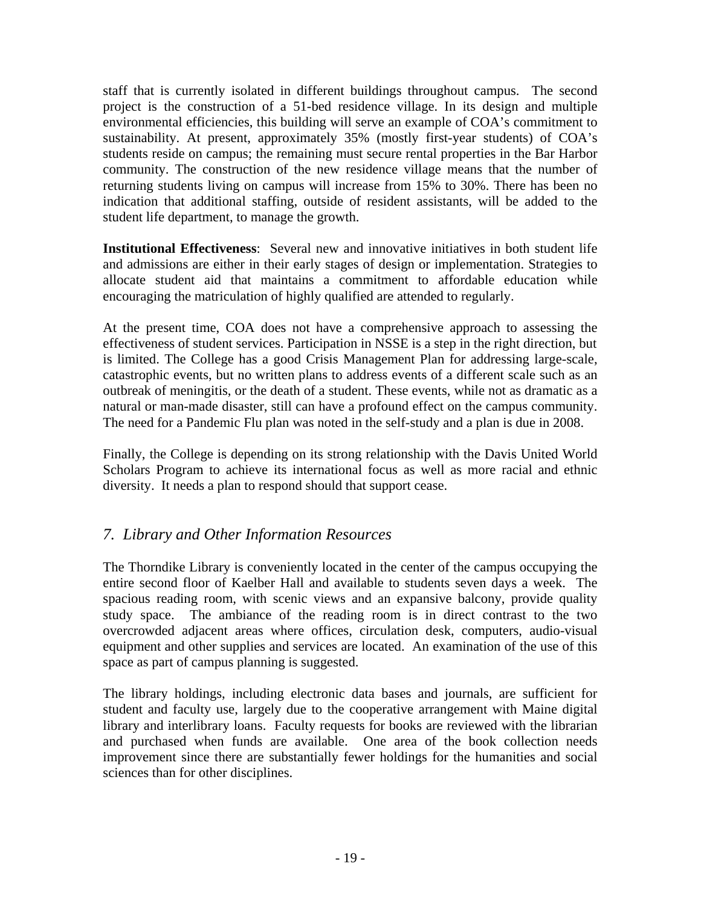staff that is currently isolated in different buildings throughout campus. The second project is the construction of a 51-bed residence village. In its design and multiple environmental efficiencies, this building will serve an example of COA's commitment to sustainability. At present, approximately 35% (mostly first-year students) of COA's students reside on campus; the remaining must secure rental properties in the Bar Harbor community. The construction of the new residence village means that the number of returning students living on campus will increase from 15% to 30%. There has been no indication that additional staffing, outside of resident assistants, will be added to the student life department, to manage the growth.

**Institutional Effectiveness**: Several new and innovative initiatives in both student life and admissions are either in their early stages of design or implementation. Strategies to allocate student aid that maintains a commitment to affordable education while encouraging the matriculation of highly qualified are attended to regularly.

At the present time, COA does not have a comprehensive approach to assessing the effectiveness of student services. Participation in NSSE is a step in the right direction, but is limited. The College has a good Crisis Management Plan for addressing large-scale, catastrophic events, but no written plans to address events of a different scale such as an outbreak of meningitis, or the death of a student. These events, while not as dramatic as a natural or man-made disaster, still can have a profound effect on the campus community. The need for a Pandemic Flu plan was noted in the self-study and a plan is due in 2008.

Finally, the College is depending on its strong relationship with the Davis United World Scholars Program to achieve its international focus as well as more racial and ethnic diversity. It needs a plan to respond should that support cease.

## *7. Library and Other Information Resources*

The Thorndike Library is conveniently located in the center of the campus occupying the entire second floor of Kaelber Hall and available to students seven days a week. The spacious reading room, with scenic views and an expansive balcony, provide quality study space. The ambiance of the reading room is in direct contrast to the two overcrowded adjacent areas where offices, circulation desk, computers, audio-visual equipment and other supplies and services are located. An examination of the use of this space as part of campus planning is suggested.

The library holdings, including electronic data bases and journals, are sufficient for student and faculty use, largely due to the cooperative arrangement with Maine digital library and interlibrary loans. Faculty requests for books are reviewed with the librarian and purchased when funds are available. One area of the book collection needs improvement since there are substantially fewer holdings for the humanities and social sciences than for other disciplines.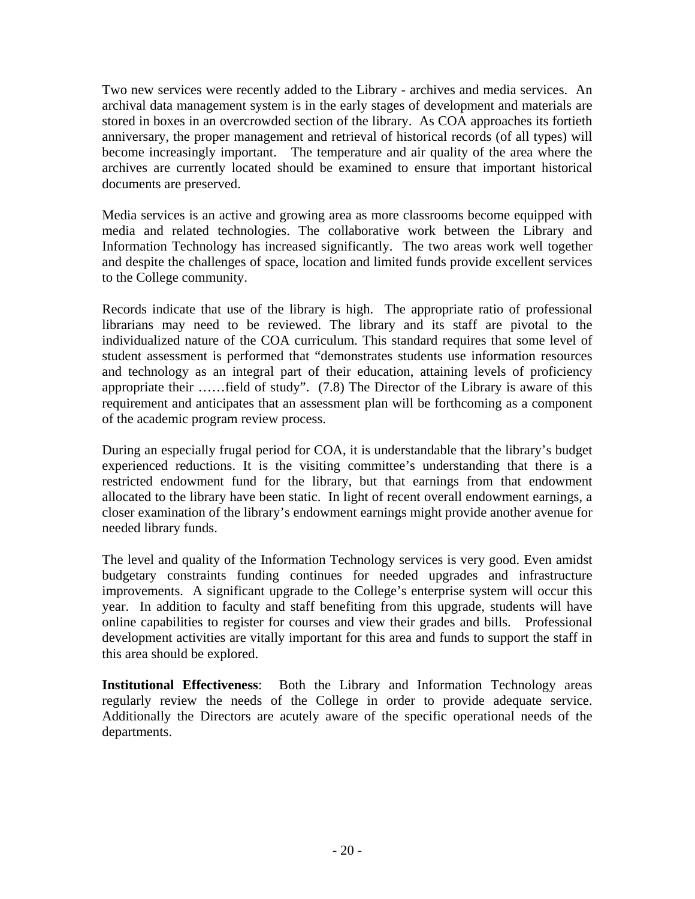Two new services were recently added to the Library - archives and media services. An archival data management system is in the early stages of development and materials are stored in boxes in an overcrowded section of the library. As COA approaches its fortieth anniversary, the proper management and retrieval of historical records (of all types) will become increasingly important. The temperature and air quality of the area where the archives are currently located should be examined to ensure that important historical documents are preserved.

Media services is an active and growing area as more classrooms become equipped with media and related technologies. The collaborative work between the Library and Information Technology has increased significantly. The two areas work well together and despite the challenges of space, location and limited funds provide excellent services to the College community.

Records indicate that use of the library is high. The appropriate ratio of professional librarians may need to be reviewed. The library and its staff are pivotal to the individualized nature of the COA curriculum. This standard requires that some level of student assessment is performed that "demonstrates students use information resources and technology as an integral part of their education, attaining levels of proficiency appropriate their ……field of study". (7.8) The Director of the Library is aware of this requirement and anticipates that an assessment plan will be forthcoming as a component of the academic program review process.

During an especially frugal period for COA, it is understandable that the library's budget experienced reductions. It is the visiting committee's understanding that there is a restricted endowment fund for the library, but that earnings from that endowment allocated to the library have been static. In light of recent overall endowment earnings, a closer examination of the library's endowment earnings might provide another avenue for needed library funds.

The level and quality of the Information Technology services is very good. Even amidst budgetary constraints funding continues for needed upgrades and infrastructure improvements. A significant upgrade to the College's enterprise system will occur this year. In addition to faculty and staff benefiting from this upgrade, students will have online capabilities to register for courses and view their grades and bills. Professional development activities are vitally important for this area and funds to support the staff in this area should be explored.

**Institutional Effectiveness**: Both the Library and Information Technology areas regularly review the needs of the College in order to provide adequate service. Additionally the Directors are acutely aware of the specific operational needs of the departments.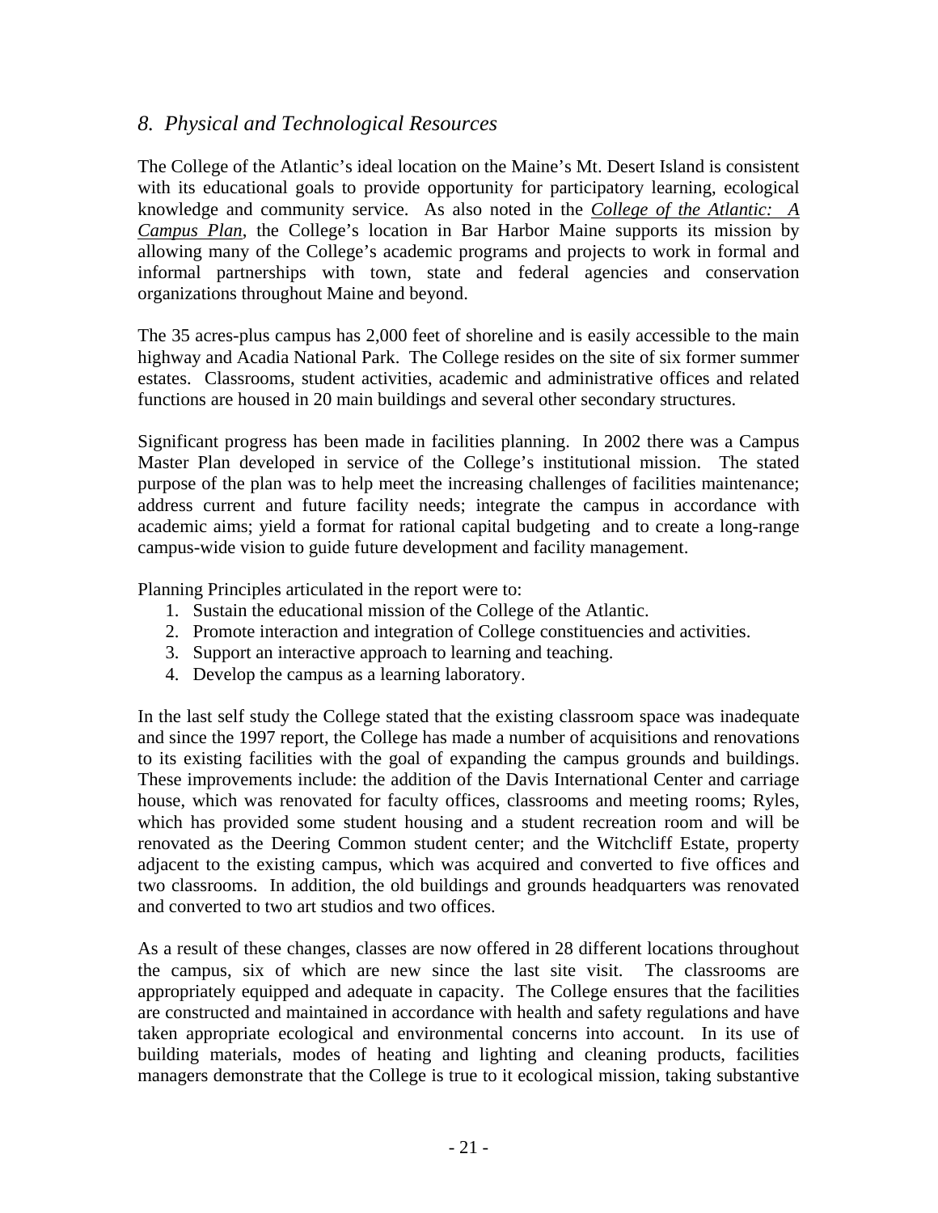## *8. Physical and Technological Resources*

The College of the Atlantic's ideal location on the Maine's Mt. Desert Island is consistent with its educational goals to provide opportunity for participatory learning, ecological knowledge and community service. As also noted in the ***College of the Atlantic: A Campus Plan***, the College's location in Bar Harbor Maine supports its mission by allowing many of the College's academic programs and projects to work in formal and informal partnerships with town, state and federal agencies and conservation organizations throughout Maine and beyond.

The 35 acres-plus campus has 2,000 feet of shoreline and is easily accessible to the main highway and Acadia National Park. The College resides on the site of six former summer estates. Classrooms, student activities, academic and administrative offices and related functions are housed in 20 main buildings and several other secondary structures.

Significant progress has been made in facilities planning. In 2002 there was a Campus Master Plan developed in service of the College's institutional mission. The stated purpose of the plan was to help meet the increasing challenges of facilities maintenance; address current and future facility needs; integrate the campus in accordance with academic aims; yield a format for rational capital budgeting and to create a long-range campus-wide vision to guide future development and facility management.

Planning Principles articulated in the report were to:

1. Sustain the educational mission of the College of the Atlantic.
2. Promote interaction and integration of College constituencies and activities.
3. Support an interactive approach to learning and teaching.
4. Develop the campus as a learning laboratory.

In the last self study the College stated that the existing classroom space was inadequate and since the 1997 report, the College has made a number of acquisitions and renovations to its existing facilities with the goal of expanding the campus grounds and buildings. These improvements include: the addition of the Davis International Center and carriage house, which was renovated for faculty offices, classrooms and meeting rooms; Ryles, which has provided some student housing and a student recreation room and will be renovated as the Deering Common student center; and the Witchcliff Estate, property adjacent to the existing campus, which was acquired and converted to five offices and two classrooms. In addition, the old buildings and grounds headquarters was renovated and converted to two art studios and two offices.

As a result of these changes, classes are now offered in 28 different locations throughout the campus, six of which are new since the last site visit. The classrooms are appropriately equipped and adequate in capacity. The College ensures that the facilities are constructed and maintained in accordance with health and safety regulations and have taken appropriate ecological and environmental concerns into account. In its use of building materials, modes of heating and lighting and cleaning products, facilities managers demonstrate that the College is true to it ecological mission, taking substantive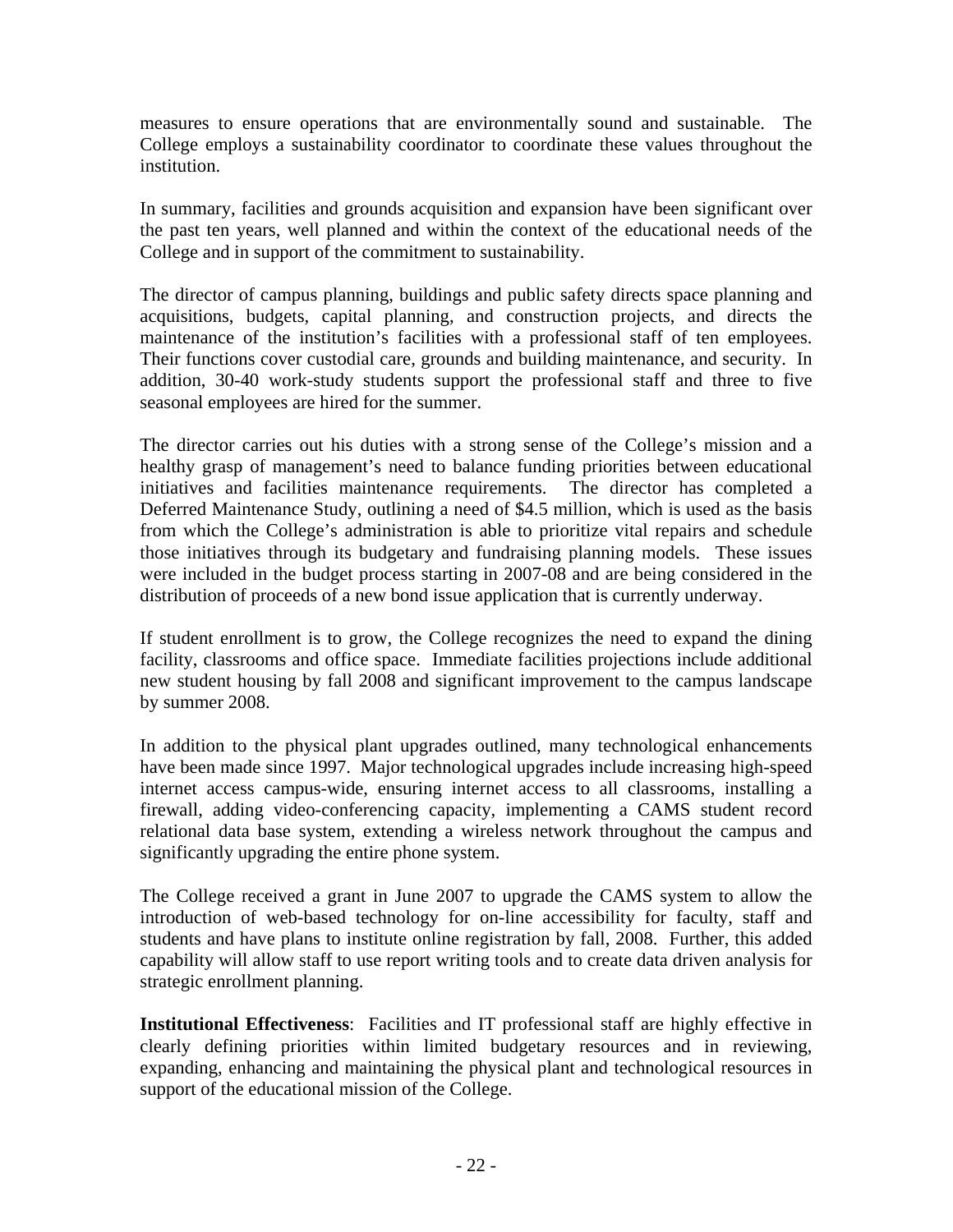measures to ensure operations that are environmentally sound and sustainable. The College employs a sustainability coordinator to coordinate these values throughout the institution.

In summary, facilities and grounds acquisition and expansion have been significant over the past ten years, well planned and within the context of the educational needs of the College and in support of the commitment to sustainability.

The director of campus planning, buildings and public safety directs space planning and acquisitions, budgets, capital planning, and construction projects, and directs the maintenance of the institution's facilities with a professional staff of ten employees. Their functions cover custodial care, grounds and building maintenance, and security. In addition, 30-40 work-study students support the professional staff and three to five seasonal employees are hired for the summer.

The director carries out his duties with a strong sense of the College's mission and a healthy grasp of management's need to balance funding priorities between educational initiatives and facilities maintenance requirements. The director has completed a Deferred Maintenance Study, outlining a need of $4.5 million, which is used as the basis from which the College's administration is able to prioritize vital repairs and schedule those initiatives through its budgetary and fundraising planning models. These issues were included in the budget process starting in 2007-08 and are being considered in the distribution of proceeds of a new bond issue application that is currently underway.

If student enrollment is to grow, the College recognizes the need to expand the dining facility, classrooms and office space. Immediate facilities projections include additional new student housing by fall 2008 and significant improvement to the campus landscape by summer 2008.

In addition to the physical plant upgrades outlined, many technological enhancements have been made since 1997. Major technological upgrades include increasing high-speed internet access campus-wide, ensuring internet access to all classrooms, installing a firewall, adding video-conferencing capacity, implementing a CAMS student record relational data base system, extending a wireless network throughout the campus and significantly upgrading the entire phone system.

The College received a grant in June 2007 to upgrade the CAMS system to allow the introduction of web-based technology for on-line accessibility for faculty, staff and students and have plans to institute online registration by fall, 2008. Further, this added capability will allow staff to use report writing tools and to create data driven analysis for strategic enrollment planning.

**Institutional Effectiveness**: Facilities and IT professional staff are highly effective in clearly defining priorities within limited budgetary resources and in reviewing, expanding, enhancing and maintaining the physical plant and technological resources in support of the educational mission of the College.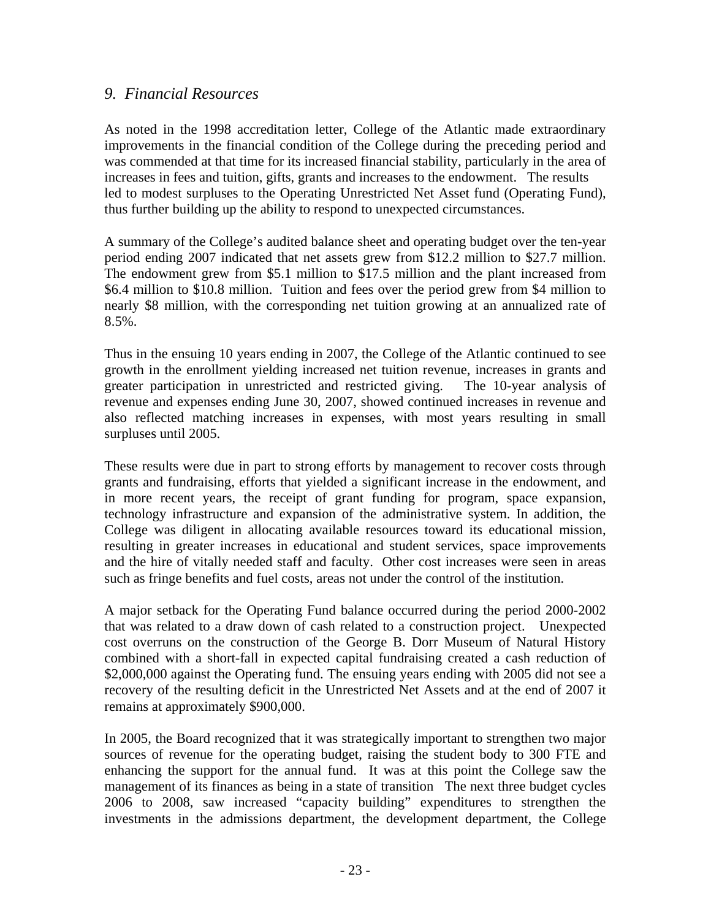## *9. Financial Resources*

As noted in the 1998 accreditation letter, College of the Atlantic made extraordinary improvements in the financial condition of the College during the preceding period and was commended at that time for its increased financial stability, particularly in the area of increases in fees and tuition, gifts, grants and increases to the endowment. The results led to modest surpluses to the Operating Unrestricted Net Asset fund (Operating Fund), thus further building up the ability to respond to unexpected circumstances.

A summary of the College's audited balance sheet and operating budget over the ten-year period ending 2007 indicated that net assets grew from $12.2 million to $27.7 million. The endowment grew from $5.1 million to $17.5 million and the plant increased from $6.4 million to $10.8 million. Tuition and fees over the period grew from $4 million to nearly $8 million, with the corresponding net tuition growing at an annualized rate of 8.5%.

Thus in the ensuing 10 years ending in 2007, the College of the Atlantic continued to see growth in the enrollment yielding increased net tuition revenue, increases in grants and greater participation in unrestricted and restricted giving. The 10-year analysis of revenue and expenses ending June 30, 2007, showed continued increases in revenue and also reflected matching increases in expenses, with most years resulting in small surpluses until 2005.

These results were due in part to strong efforts by management to recover costs through grants and fundraising, efforts that yielded a significant increase in the endowment, and in more recent years, the receipt of grant funding for program, space expansion, technology infrastructure and expansion of the administrative system. In addition, the College was diligent in allocating available resources toward its educational mission, resulting in greater increases in educational and student services, space improvements and the hire of vitally needed staff and faculty. Other cost increases were seen in areas such as fringe benefits and fuel costs, areas not under the control of the institution.

A major setback for the Operating Fund balance occurred during the period 2000-2002 that was related to a draw down of cash related to a construction project. Unexpected cost overruns on the construction of the George B. Dorr Museum of Natural History combined with a short-fall in expected capital fundraising created a cash reduction of $2,000,000 against the Operating fund. The ensuing years ending with 2005 did not see a recovery of the resulting deficit in the Unrestricted Net Assets and at the end of 2007 it remains at approximately $900,000.

In 2005, the Board recognized that it was strategically important to strengthen two major sources of revenue for the operating budget, raising the student body to 300 FTE and enhancing the support for the annual fund. It was at this point the College saw the management of its finances as being in a state of transition The next three budget cycles 2006 to 2008, saw increased "capacity building" expenditures to strengthen the investments in the admissions department, the development department, the College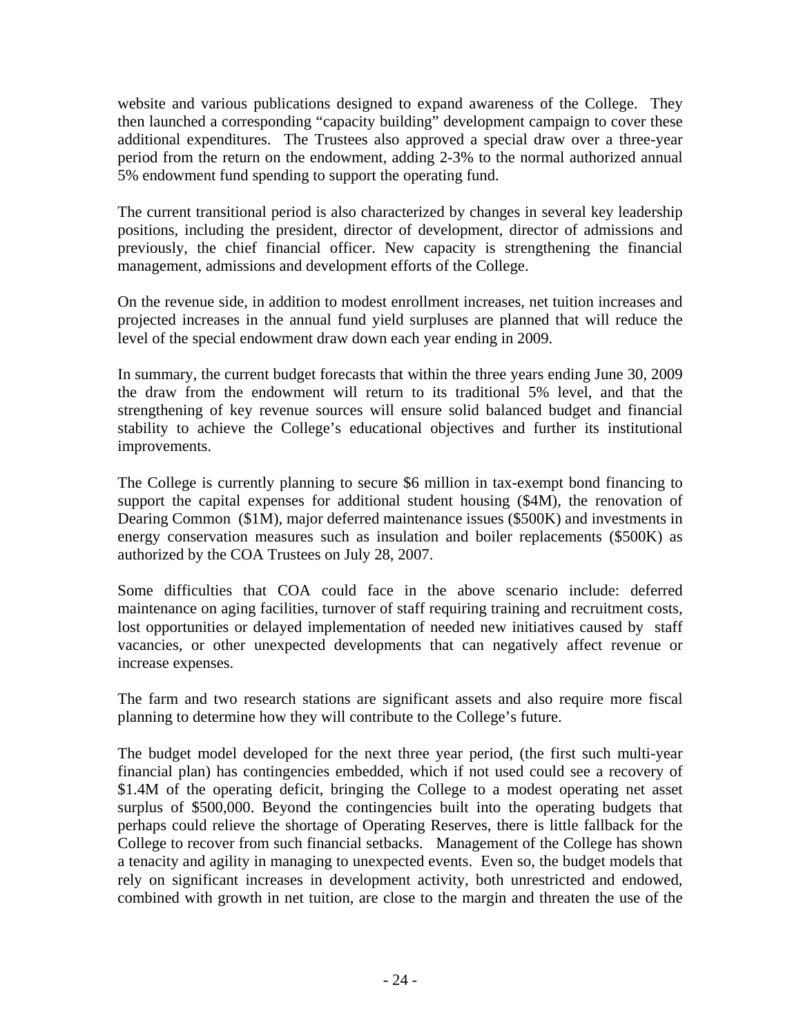website and various publications designed to expand awareness of the College. They then launched a corresponding "capacity building" development campaign to cover these additional expenditures. The Trustees also approved a special draw over a three-year period from the return on the endowment, adding 2-3% to the normal authorized annual 5% endowment fund spending to support the operating fund.

The current transitional period is also characterized by changes in several key leadership positions, including the president, director of development, director of admissions and previously, the chief financial officer. New capacity is strengthening the financial management, admissions and development efforts of the College.

On the revenue side, in addition to modest enrollment increases, net tuition increases and projected increases in the annual fund yield surpluses are planned that will reduce the level of the special endowment draw down each year ending in 2009.

In summary, the current budget forecasts that within the three years ending June 30, 2009 the draw from the endowment will return to its traditional 5% level, and that the strengthening of key revenue sources will ensure solid balanced budget and financial stability to achieve the College's educational objectives and further its institutional improvements.

The College is currently planning to secure $6 million in tax-exempt bond financing to support the capital expenses for additional student housing ($4M), the renovation of Dearing Common ($1M), major deferred maintenance issues ($500K) and investments in energy conservation measures such as insulation and boiler replacements ($500K) as authorized by the COA Trustees on July 28, 2007.

Some difficulties that COA could face in the above scenario include: deferred maintenance on aging facilities, turnover of staff requiring training and recruitment costs, lost opportunities or delayed implementation of needed new initiatives caused by staff vacancies, or other unexpected developments that can negatively affect revenue or increase expenses.

The farm and two research stations are significant assets and also require more fiscal planning to determine how they will contribute to the College's future.

The budget model developed for the next three year period, (the first such multi-year financial plan) has contingencies embedded, which if not used could see a recovery of $1.4M of the operating deficit, bringing the College to a modest operating net asset surplus of $500,000. Beyond the contingencies built into the operating budgets that perhaps could relieve the shortage of Operating Reserves, there is little fallback for the College to recover from such financial setbacks. Management of the College has shown a tenacity and agility in managing to unexpected events. Even so, the budget models that rely on significant increases in development activity, both unrestricted and endowed, combined with growth in net tuition, are close to the margin and threaten the use of the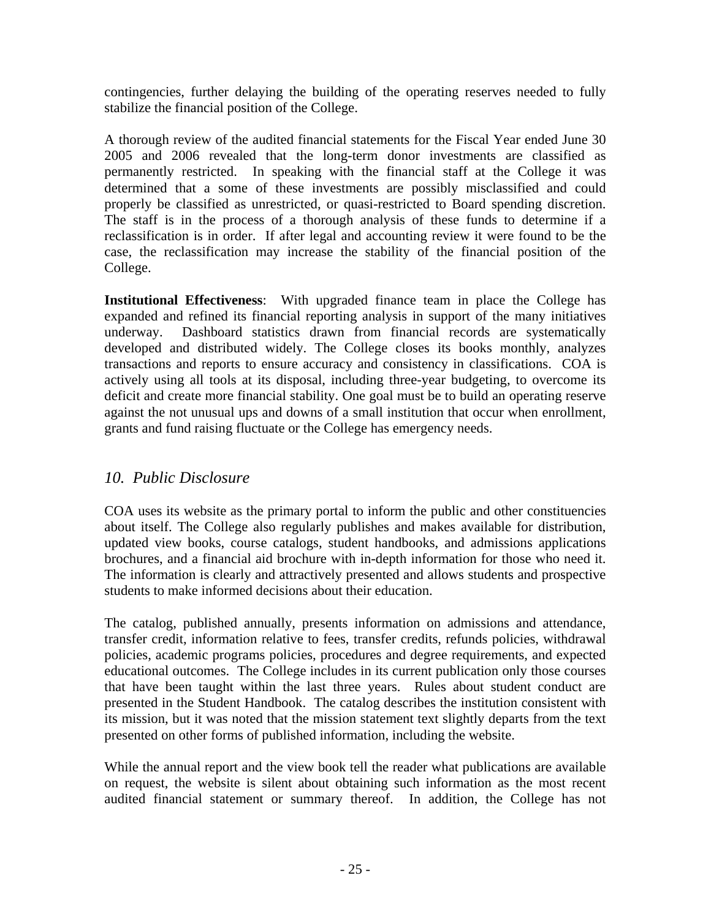contingencies, further delaying the building of the operating reserves needed to fully stabilize the financial position of the College.

A thorough review of the audited financial statements for the Fiscal Year ended June 30 2005 and 2006 revealed that the long-term donor investments are classified as permanently restricted. In speaking with the financial staff at the College it was determined that a some of these investments are possibly misclassified and could properly be classified as unrestricted, or quasi-restricted to Board spending discretion. The staff is in the process of a thorough analysis of these funds to determine if a reclassification is in order. If after legal and accounting review it were found to be the case, the reclassification may increase the stability of the financial position of the College.

**Institutional Effectiveness**: With upgraded finance team in place the College has expanded and refined its financial reporting analysis in support of the many initiatives underway. Dashboard statistics drawn from financial records are systematically developed and distributed widely. The College closes its books monthly, analyzes transactions and reports to ensure accuracy and consistency in classifications. COA is actively using all tools at its disposal, including three-year budgeting, to overcome its deficit and create more financial stability. One goal must be to build an operating reserve against the not unusual ups and downs of a small institution that occur when enrollment, grants and fund raising fluctuate or the College has emergency needs.

## *10. Public Disclosure*

COA uses its website as the primary portal to inform the public and other constituencies about itself. The College also regularly publishes and makes available for distribution, updated view books, course catalogs, student handbooks, and admissions applications brochures, and a financial aid brochure with in-depth information for those who need it. The information is clearly and attractively presented and allows students and prospective students to make informed decisions about their education.

The catalog, published annually, presents information on admissions and attendance, transfer credit, information relative to fees, transfer credits, refunds policies, withdrawal policies, academic programs policies, procedures and degree requirements, and expected educational outcomes. The College includes in its current publication only those courses that have been taught within the last three years. Rules about student conduct are presented in the Student Handbook. The catalog describes the institution consistent with its mission, but it was noted that the mission statement text slightly departs from the text presented on other forms of published information, including the website.

While the annual report and the view book tell the reader what publications are available on request, the website is silent about obtaining such information as the most recent audited financial statement or summary thereof. In addition, the College has not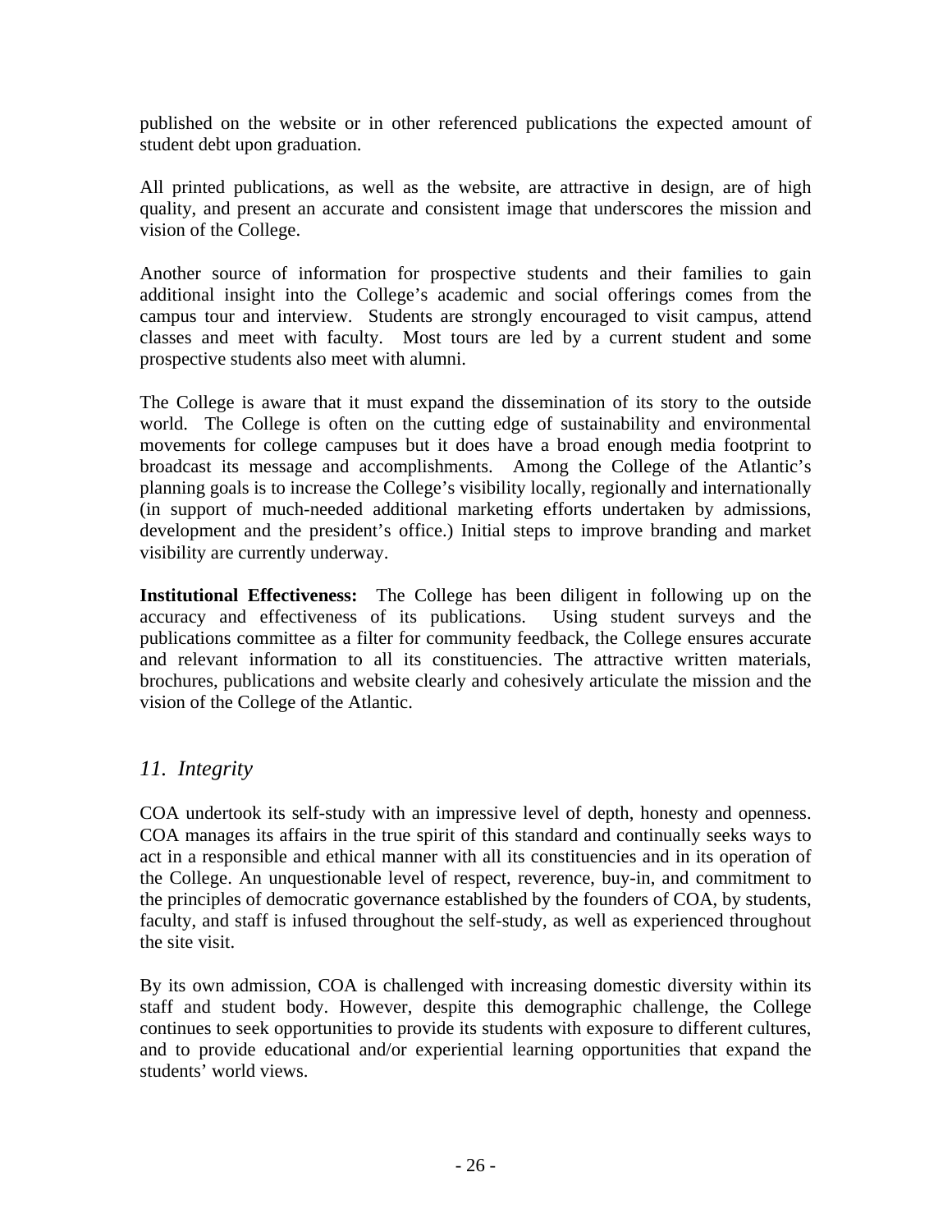published on the website or in other referenced publications the expected amount of student debt upon graduation.

All printed publications, as well as the website, are attractive in design, are of high quality, and present an accurate and consistent image that underscores the mission and vision of the College.

Another source of information for prospective students and their families to gain additional insight into the College's academic and social offerings comes from the campus tour and interview. Students are strongly encouraged to visit campus, attend classes and meet with faculty. Most tours are led by a current student and some prospective students also meet with alumni.

The College is aware that it must expand the dissemination of its story to the outside world. The College is often on the cutting edge of sustainability and environmental movements for college campuses but it does have a broad enough media footprint to broadcast its message and accomplishments. Among the College of the Atlantic's planning goals is to increase the College's visibility locally, regionally and internationally (in support of much-needed additional marketing efforts undertaken by admissions, development and the president's office.) Initial steps to improve branding and market visibility are currently underway.

**Institutional Effectiveness:** The College has been diligent in following up on the accuracy and effectiveness of its publications. Using student surveys and the publications committee as a filter for community feedback, the College ensures accurate and relevant information to all its constituencies. The attractive written materials, brochures, publications and website clearly and cohesively articulate the mission and the vision of the College of the Atlantic.

## *11. Integrity*

COA undertook its self-study with an impressive level of depth, honesty and openness. COA manages its affairs in the true spirit of this standard and continually seeks ways to act in a responsible and ethical manner with all its constituencies and in its operation of the College. An unquestionable level of respect, reverence, buy-in, and commitment to the principles of democratic governance established by the founders of COA, by students, faculty, and staff is infused throughout the self-study, as well as experienced throughout the site visit.

By its own admission, COA is challenged with increasing domestic diversity within its staff and student body. However, despite this demographic challenge, the College continues to seek opportunities to provide its students with exposure to different cultures, and to provide educational and/or experiential learning opportunities that expand the students' world views.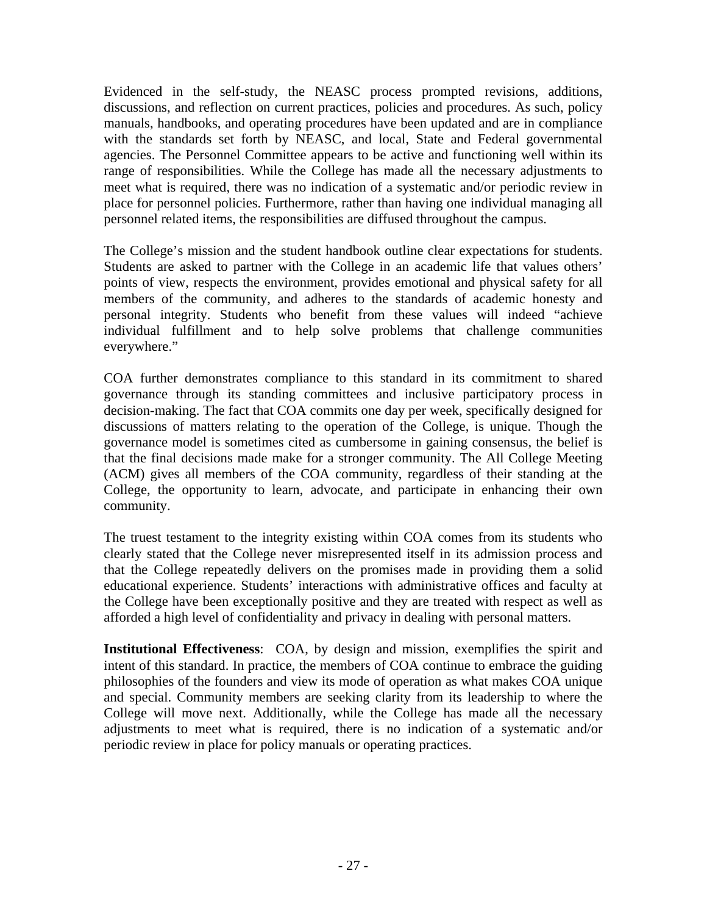Evidenced in the self-study, the NEASC process prompted revisions, additions, discussions, and reflection on current practices, policies and procedures. As such, policy manuals, handbooks, and operating procedures have been updated and are in compliance with the standards set forth by NEASC, and local, State and Federal governmental agencies. The Personnel Committee appears to be active and functioning well within its range of responsibilities. While the College has made all the necessary adjustments to meet what is required, there was no indication of a systematic and/or periodic review in place for personnel policies. Furthermore, rather than having one individual managing all personnel related items, the responsibilities are diffused throughout the campus.

The College's mission and the student handbook outline clear expectations for students. Students are asked to partner with the College in an academic life that values others' points of view, respects the environment, provides emotional and physical safety for all members of the community, and adheres to the standards of academic honesty and personal integrity. Students who benefit from these values will indeed "achieve individual fulfillment and to help solve problems that challenge communities everywhere."

COA further demonstrates compliance to this standard in its commitment to shared governance through its standing committees and inclusive participatory process in decision-making. The fact that COA commits one day per week, specifically designed for discussions of matters relating to the operation of the College, is unique. Though the governance model is sometimes cited as cumbersome in gaining consensus, the belief is that the final decisions made make for a stronger community. The All College Meeting (ACM) gives all members of the COA community, regardless of their standing at the College, the opportunity to learn, advocate, and participate in enhancing their own community.

The truest testament to the integrity existing within COA comes from its students who clearly stated that the College never misrepresented itself in its admission process and that the College repeatedly delivers on the promises made in providing them a solid educational experience. Students' interactions with administrative offices and faculty at the College have been exceptionally positive and they are treated with respect as well as afforded a high level of confidentiality and privacy in dealing with personal matters.

**Institutional Effectiveness**: COA, by design and mission, exemplifies the spirit and intent of this standard. In practice, the members of COA continue to embrace the guiding philosophies of the founders and view its mode of operation as what makes COA unique and special. Community members are seeking clarity from its leadership to where the College will move next. Additionally, while the College has made all the necessary adjustments to meet what is required, there is no indication of a systematic and/or periodic review in place for policy manuals or operating practices.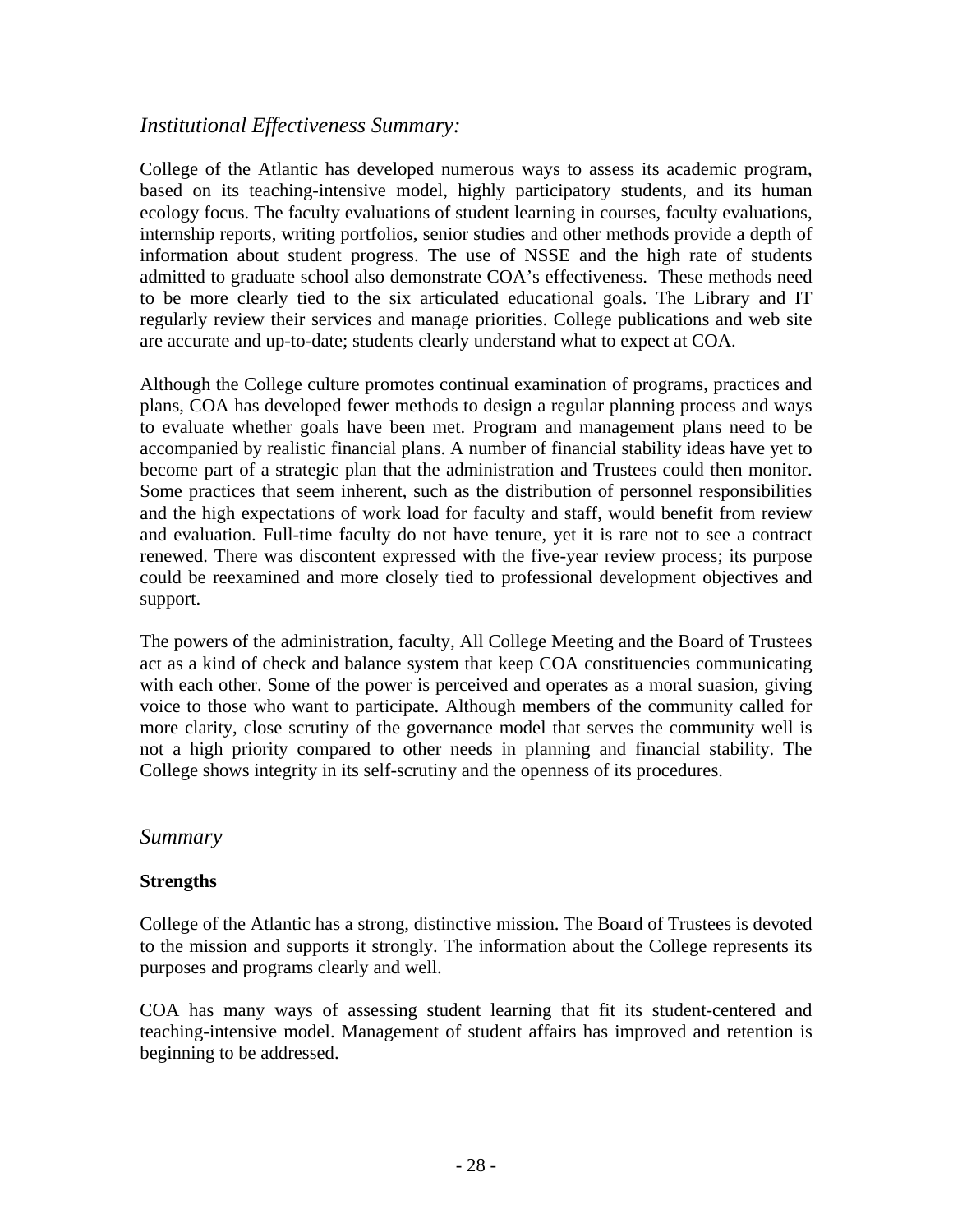## *Institutional Effectiveness Summary:*

College of the Atlantic has developed numerous ways to assess its academic program, based on its teaching-intensive model, highly participatory students, and its human ecology focus. The faculty evaluations of student learning in courses, faculty evaluations, internship reports, writing portfolios, senior studies and other methods provide a depth of information about student progress. The use of NSSE and the high rate of students admitted to graduate school also demonstrate COA's effectiveness. These methods need to be more clearly tied to the six articulated educational goals. The Library and IT regularly review their services and manage priorities. College publications and web site are accurate and up-to-date; students clearly understand what to expect at COA.

Although the College culture promotes continual examination of programs, practices and plans, COA has developed fewer methods to design a regular planning process and ways to evaluate whether goals have been met. Program and management plans need to be accompanied by realistic financial plans. A number of financial stability ideas have yet to become part of a strategic plan that the administration and Trustees could then monitor. Some practices that seem inherent, such as the distribution of personnel responsibilities and the high expectations of work load for faculty and staff, would benefit from review and evaluation. Full-time faculty do not have tenure, yet it is rare not to see a contract renewed. There was discontent expressed with the five-year review process; its purpose could be reexamined and more closely tied to professional development objectives and support.

The powers of the administration, faculty, All College Meeting and the Board of Trustees act as a kind of check and balance system that keep COA constituencies communicating with each other. Some of the power is perceived and operates as a moral suasion, giving voice to those who want to participate. Although members of the community called for more clarity, close scrutiny of the governance model that serves the community well is not a high priority compared to other needs in planning and financial stability. The College shows integrity in its self-scrutiny and the openness of its procedures.

## *Summary*

### Strengths

College of the Atlantic has a strong, distinctive mission. The Board of Trustees is devoted to the mission and supports it strongly. The information about the College represents its purposes and programs clearly and well.

COA has many ways of assessing student learning that fit its student-centered and teaching-intensive model. Management of student affairs has improved and retention is beginning to be addressed.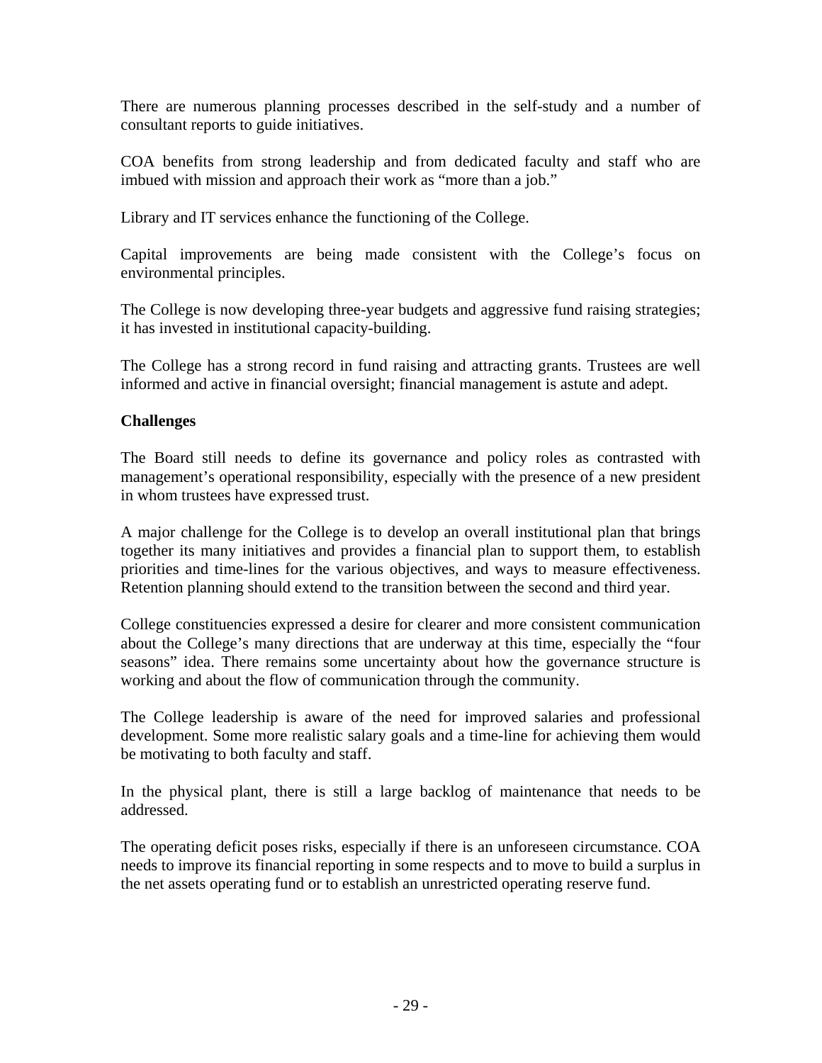There are numerous planning processes described in the self-study and a number of consultant reports to guide initiatives.

COA benefits from strong leadership and from dedicated faculty and staff who are imbued with mission and approach their work as "more than a job."

Library and IT services enhance the functioning of the College.

Capital improvements are being made consistent with the College's focus on environmental principles.

The College is now developing three-year budgets and aggressive fund raising strategies; it has invested in institutional capacity-building.

The College has a strong record in fund raising and attracting grants. Trustees are well informed and active in financial oversight; financial management is astute and adept.

**Challenges**

The Board still needs to define its governance and policy roles as contrasted with management's operational responsibility, especially with the presence of a new president in whom trustees have expressed trust.

A major challenge for the College is to develop an overall institutional plan that brings together its many initiatives and provides a financial plan to support them, to establish priorities and time-lines for the various objectives, and ways to measure effectiveness. Retention planning should extend to the transition between the second and third year.

College constituencies expressed a desire for clearer and more consistent communication about the College's many directions that are underway at this time, especially the "four seasons" idea. There remains some uncertainty about how the governance structure is working and about the flow of communication through the community.

The College leadership is aware of the need for improved salaries and professional development. Some more realistic salary goals and a time-line for achieving them would be motivating to both faculty and staff.

In the physical plant, there is still a large backlog of maintenance that needs to be addressed.

The operating deficit poses risks, especially if there is an unforeseen circumstance. COA needs to improve its financial reporting in some respects and to move to build a surplus in the net assets operating fund or to establish an unrestricted operating reserve fund.